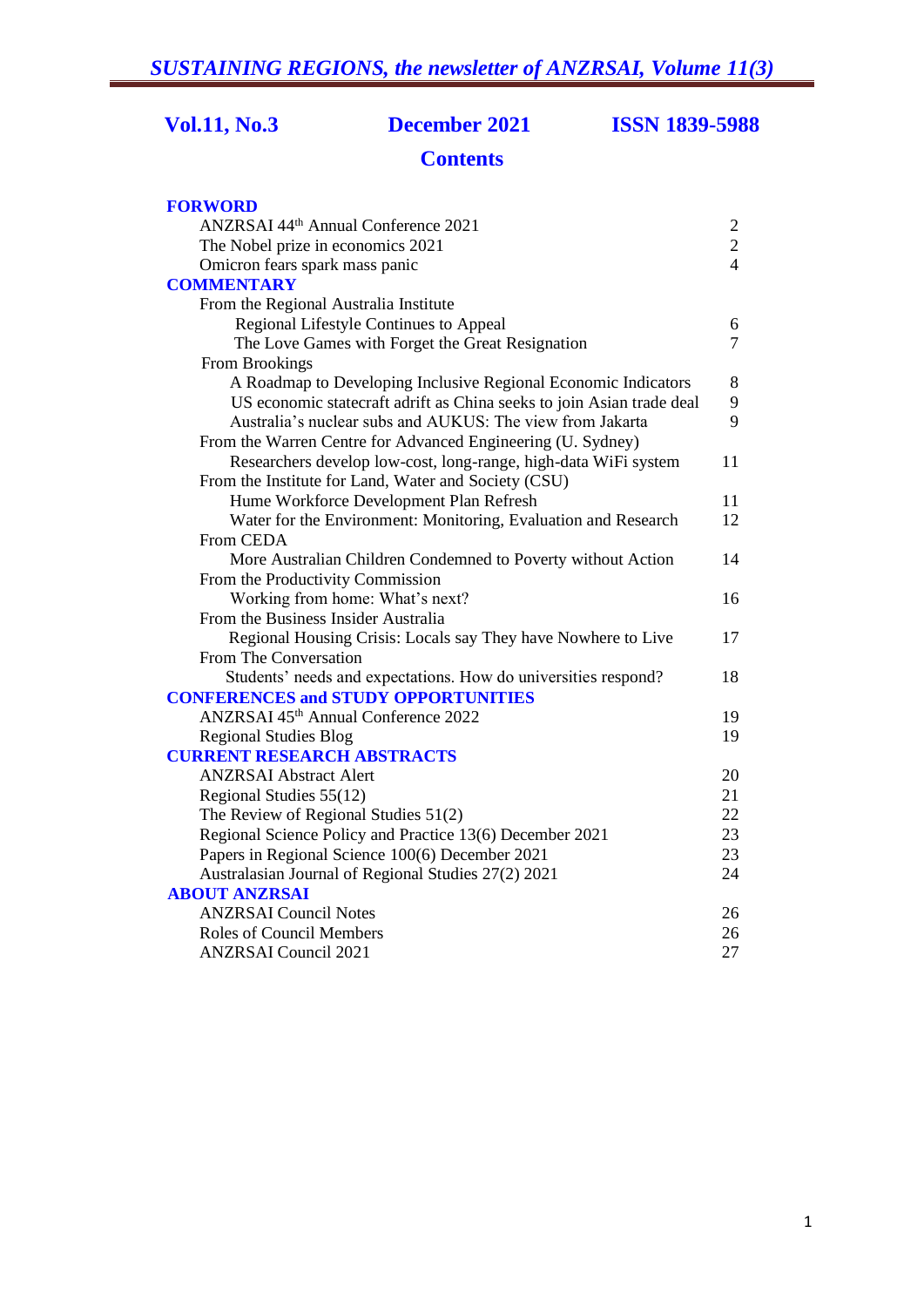**Vol.11, No.3** | **December 2021** | **ISSN 1839-5988**

# Contents

| | |
|---|---|
| **FORWORD** | |
| ANZRSAI 44th Annual Conference 2021 | 2 |
| The Nobel prize in economics 2021 | 2 |
| Omicron fears spark mass panic | 4 |
| **COMMENTARY** | |
| From the Regional Australia Institute | |
| Regional Lifestyle Continues to Appeal | 6 |
| The Love Games with Forget the Great Resignation | 7 |
| From Brookings | |
| A Roadmap to Developing Inclusive Regional Economic Indicators | 8 |
| US economic statecraft adrift as China seeks to join Asian trade deal | 9 |
| Australia's nuclear subs and AUKUS: The view from Jakarta | 9 |
| From the Warren Centre for Advanced Engineering (U. Sydney) | |
| Researchers develop low-cost, long-range, high-data WiFi system | 11 |
| From the Institute for Land, Water and Society (CSU) | |
| Hume Workforce Development Plan Refresh | 11 |
| Water for the Environment: Monitoring, Evaluation and Research | 12 |
| From CEDA | |
| More Australian Children Condemned to Poverty without Action | 14 |
| From the Productivity Commission | |
| Working from home: What's next? | 16 |
| From the Business Insider Australia | |
| Regional Housing Crisis: Locals say They have Nowhere to Live | 17 |
| From The Conversation | |
| Students' needs and expectations. How do universities respond? | 18 |
| **CONFERENCES and STUDY OPPORTUNITIES** | |
| ANZRSAI 45th Annual Conference 2022 | 19 |
| Regional Studies Blog | 19 |
| **CURRENT RESEARCH ABSTRACTS** | |
| ANZRSAI Abstract Alert | 20 |
| Regional Studies 55(12) | 21 |
| The Review of Regional Studies 51(2) | 22 |
| Regional Science Policy and Practice 13(6) December 2021 | 23 |
| Papers in Regional Science 100(6) December 2021 | 23 |
| Australasian Journal of Regional Studies 27(2) 2021 | 24 |
| **ABOUT ANZRSAI** | |
| ANZRSAI Council Notes | 26 |
| Roles of Council Members | 26 |
| ANZRSAI Council 2021 | 27 |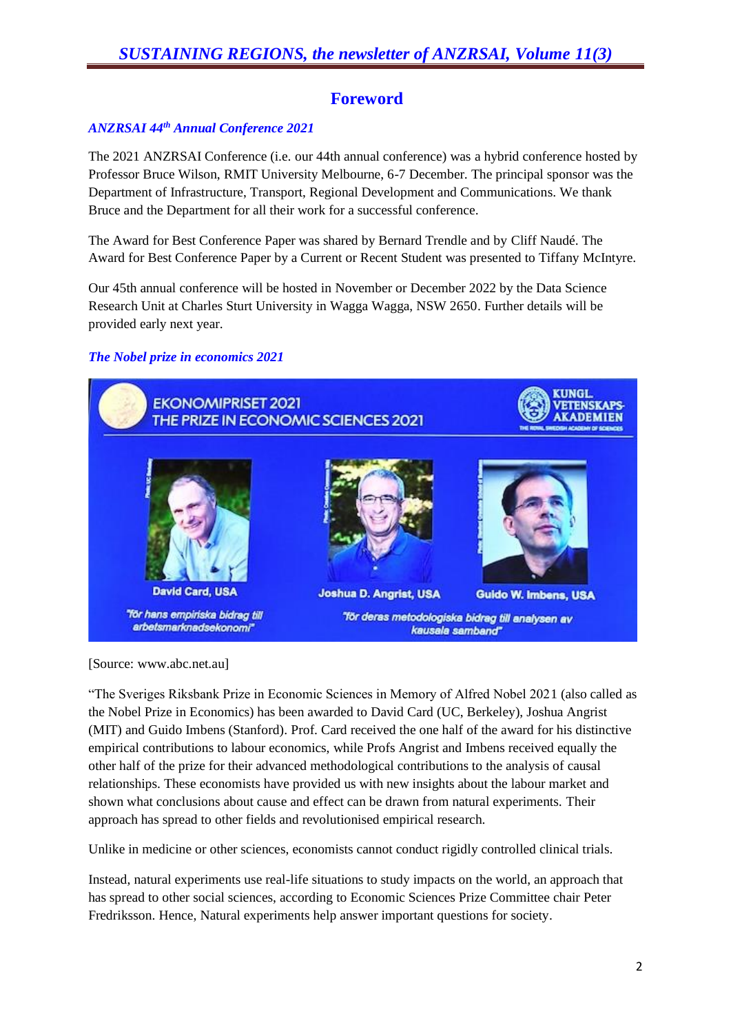## Foreword

### *ANZRSAI 44th Annual Conference 2021*

The 2021 ANZRSAI Conference (i.e. our 44th annual conference) was a hybrid conference hosted by Professor Bruce Wilson, RMIT University Melbourne, 6-7 December. The principal sponsor was the Department of Infrastructure, Transport, Regional Development and Communications. We thank Bruce and the Department for all their work for a successful conference.

The Award for Best Conference Paper was shared by Bernard Trendle and by Cliff Naudé. The Award for Best Conference Paper by a Current or Recent Student was presented to Tiffany McIntyre.

Our 45th annual conference will be hosted in November or December 2022 by the Data Science Research Unit at Charles Sturt University in Wagga Wagga, NSW 2650. Further details will be provided early next year.

### *The Nobel prize in economics 2021*

[Source: www.abc.net.au]

"The Sveriges Riksbank Prize in Economic Sciences in Memory of Alfred Nobel 2021 (also called as the Nobel Prize in Economics) has been awarded to David Card (UC, Berkeley), Joshua Angrist (MIT) and Guido Imbens (Stanford). Prof. Card received the one half of the award for his distinctive empirical contributions to labour economics, while Profs Angrist and Imbens received equally the other half of the prize for their advanced methodological contributions to the analysis of causal relationships. These economists have provided us with new insights about the labour market and shown what conclusions about cause and effect can be drawn from natural experiments. Their approach has spread to other fields and revolutionised empirical research.

Unlike in medicine or other sciences, economists cannot conduct rigidly controlled clinical trials.

Instead, natural experiments use real-life situations to study impacts on the world, an approach that has spread to other social sciences, according to Economic Sciences Prize Committee chair Peter Fredriksson. Hence, Natural experiments help answer important questions for society.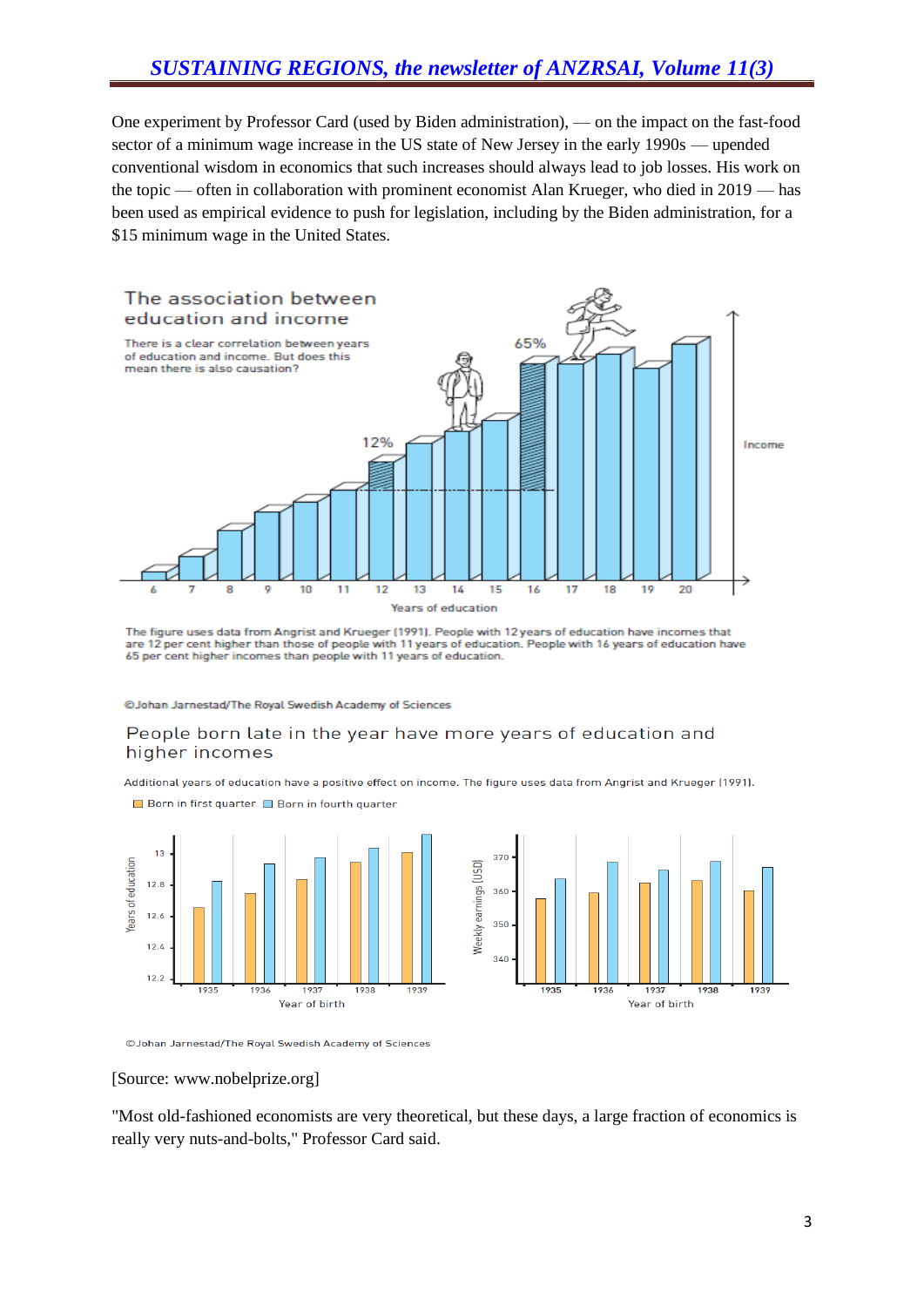One experiment by Professor Card (used by Biden administration), — on the impact on the fast-food sector of a minimum wage increase in the US state of New Jersey in the early 1990s — upended conventional wisdom in economics that such increases should always lead to job losses. His work on the topic — often in collaboration with prominent economist Alan Krueger, who died in 2019 — has been used as empirical evidence to push for legislation, including by the Biden administration, for a $15 minimum wage in the United States.

The association between education and income

There is a clear correlation between years of education and income. But does this mean there is also causation?

The figure uses data from Angrist and Krueger (1991). People with 12 years of education have incomes that are 12 per cent higher than those of people with 11 years of education. People with 16 years of education have 65 per cent higher incomes than people with 11 years of education.

©Johan Jarnestad/The Royal Swedish Academy of Sciences

People born late in the year have more years of education and higher incomes

Additional years of education have a positive effect on income. The figure uses data from Angrist and Krueger (1991).

©Johan Jarnestad/The Royal Swedish Academy of Sciences

[Source: www.nobelprize.org]

"Most old-fashioned economists are very theoretical, but these days, a large fraction of economics is really very nuts-and-bolts," Professor Card said.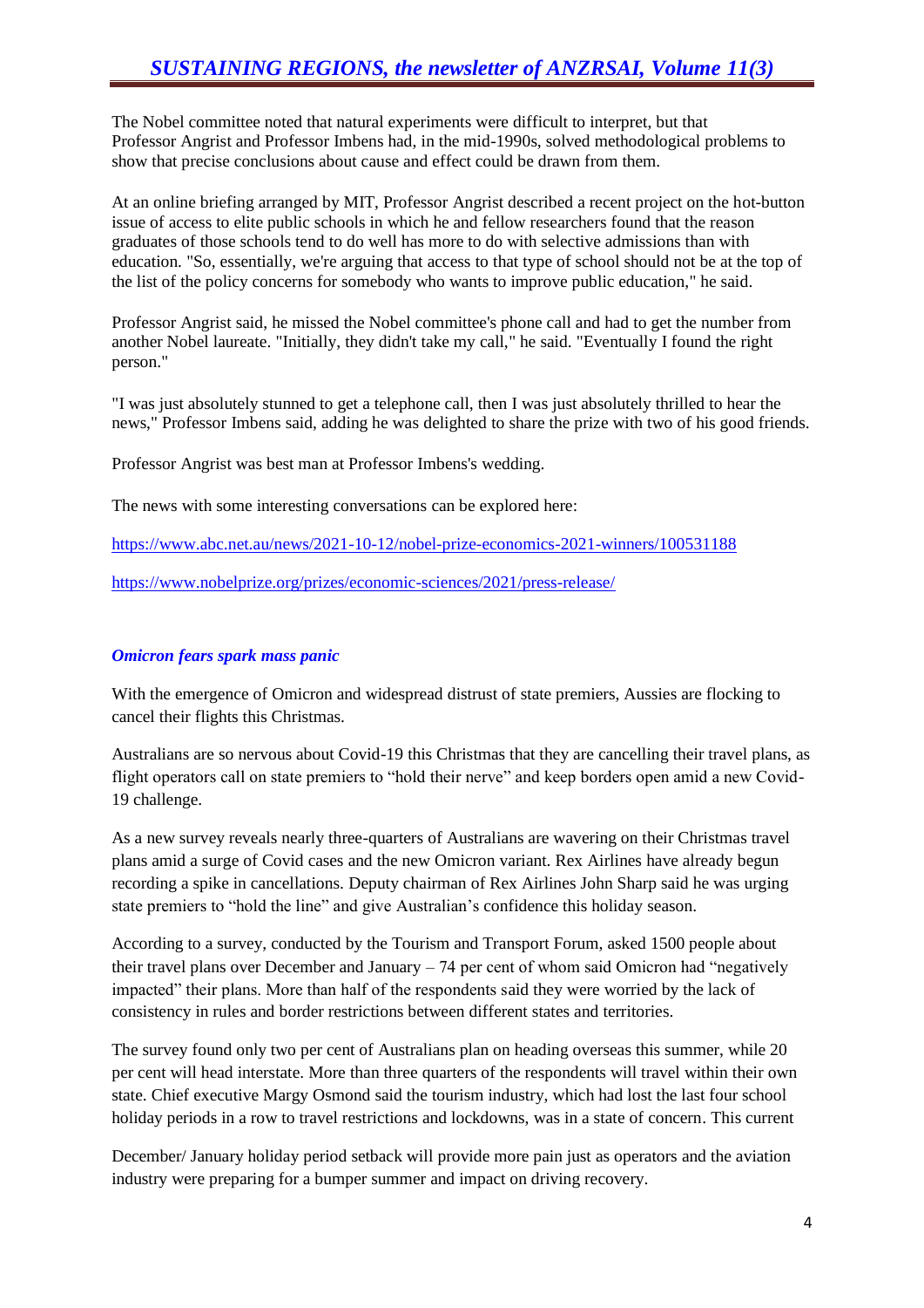The Nobel committee noted that natural experiments were difficult to interpret, but that Professor Angrist and Professor Imbens had, in the mid-1990s, solved methodological problems to show that precise conclusions about cause and effect could be drawn from them.

At an online briefing arranged by MIT, Professor Angrist described a recent project on the hot-button issue of access to elite public schools in which he and fellow researchers found that the reason graduates of those schools tend to do well has more to do with selective admissions than with education. "So, essentially, we're arguing that access to that type of school should not be at the top of the list of the policy concerns for somebody who wants to improve public education," he said.

Professor Angrist said, he missed the Nobel committee's phone call and had to get the number from another Nobel laureate. "Initially, they didn't take my call," he said. "Eventually I found the right person."

"I was just absolutely stunned to get a telephone call, then I was just absolutely thrilled to hear the news," Professor Imbens said, adding he was delighted to share the prize with two of his good friends.

Professor Angrist was best man at Professor Imbens's wedding.

The news with some interesting conversations can be explored here:

https://www.abc.net.au/news/2021-10-12/nobel-prize-economics-2021-winners/100531188

https://www.nobelprize.org/prizes/economic-sciences/2021/press-release/

### *Omicron fears spark mass panic*

With the emergence of Omicron and widespread distrust of state premiers, Aussies are flocking to cancel their flights this Christmas.

Australians are so nervous about Covid-19 this Christmas that they are cancelling their travel plans, as flight operators call on state premiers to "hold their nerve" and keep borders open amid a new Covid-19 challenge.

As a new survey reveals nearly three-quarters of Australians are wavering on their Christmas travel plans amid a surge of Covid cases and the new Omicron variant. Rex Airlines have already begun recording a spike in cancellations. Deputy chairman of Rex Airlines John Sharp said he was urging state premiers to "hold the line" and give Australian's confidence this holiday season.

According to a survey, conducted by the Tourism and Transport Forum, asked 1500 people about their travel plans over December and January – 74 per cent of whom said Omicron had "negatively impacted" their plans. More than half of the respondents said they were worried by the lack of consistency in rules and border restrictions between different states and territories.

The survey found only two per cent of Australians plan on heading overseas this summer, while 20 per cent will head interstate. More than three quarters of the respondents will travel within their own state. Chief executive Margy Osmond said the tourism industry, which had lost the last four school holiday periods in a row to travel restrictions and lockdowns, was in a state of concern. This current

December/ January holiday period setback will provide more pain just as operators and the aviation industry were preparing for a bumper summer and impact on driving recovery.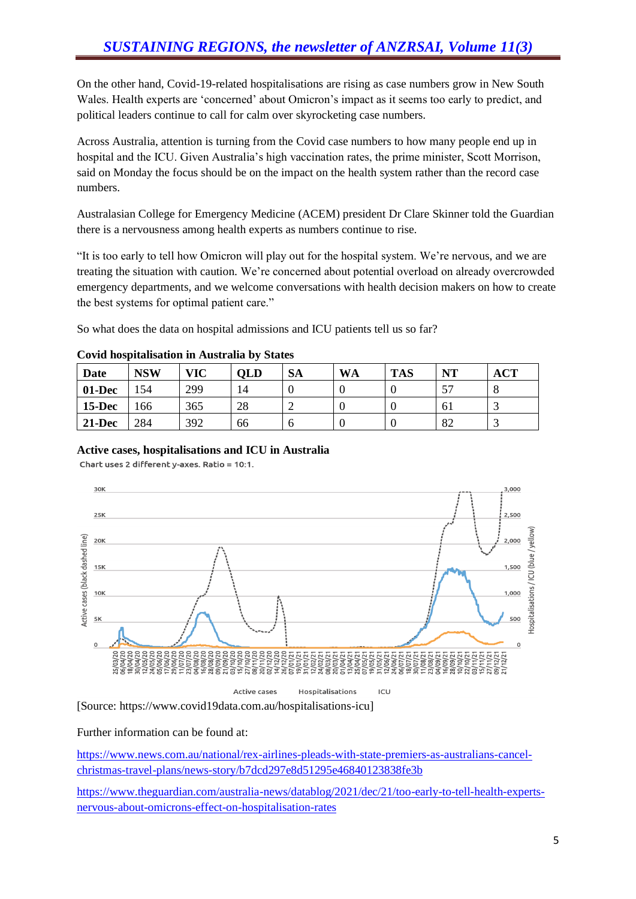On the other hand, Covid-19-related hospitalisations are rising as case numbers grow in New South Wales. Health experts are 'concerned' about Omicron's impact as it seems too early to predict, and political leaders continue to call for calm over skyrocketing case numbers.

Across Australia, attention is turning from the Covid case numbers to how many people end up in hospital and the ICU. Given Australia's high vaccination rates, the prime minister, Scott Morrison, said on Monday the focus should be on the impact on the health system rather than the record case numbers.

Australasian College for Emergency Medicine (ACEM) president Dr Clare Skinner told the Guardian there is a nervousness among health experts as numbers continue to rise.

"It is too early to tell how Omicron will play out for the hospital system. We're nervous, and we are treating the situation with caution. We're concerned about potential overload on already overcrowded emergency departments, and we welcome conversations with health decision makers on how to create the best systems for optimal patient care."

So what does the data on hospital admissions and ICU patients tell us so far?

**Covid hospitalisation in Australia by States**

| Date | NSW | VIC | QLD | SA | WA | TAS | NT | ACT |
|---|---|---|---|---|---|---|---|---|
| **01-Dec** | 154 | 299 | 14 | 0 | 0 | 0 | 57 | 8 |
| **15-Dec** | 166 | 365 | 28 | 2 | 0 | 0 | 61 | 3 |
| **21-Dec** | 284 | 392 | 66 | 6 | 0 | 0 | 82 | 3 |

**Active cases, hospitalisations and ICU in Australia**

Chart uses 2 different y-axes. Ratio = 10:1.

[Source: https://www.covid19data.com.au/hospitalisations-icu]

Further information can be found at:

https://www.news.com.au/national/rex-airlines-pleads-with-state-premiers-as-australians-cancel-christmas-travel-plans/news-story/b7dcd297e8d51295e46840123838fe3b

https://www.theguardian.com/australia-news/datablog/2021/dec/21/too-early-to-tell-health-experts-nervous-about-omicrons-effect-on-hospitalisation-rates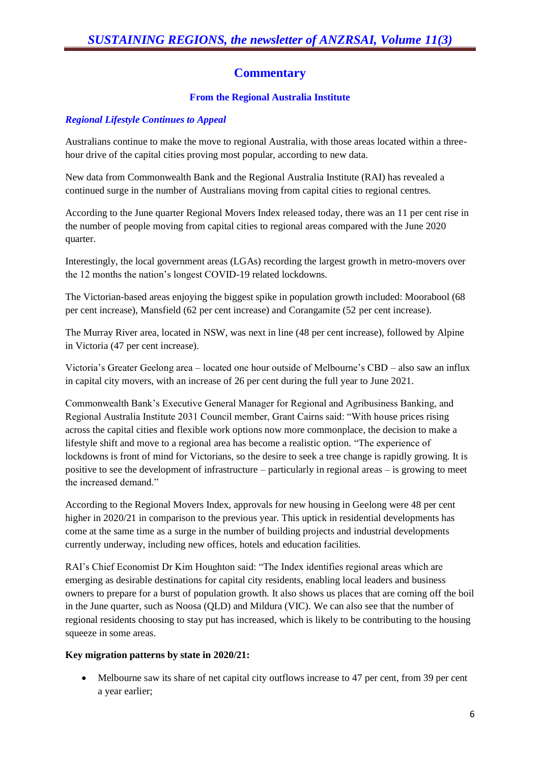## Commentary

### From the Regional Australia Institute

***Regional Lifestyle Continues to Appeal***

Australians continue to make the move to regional Australia, with those areas located within a three-hour drive of the capital cities proving most popular, according to new data.

New data from Commonwealth Bank and the Regional Australia Institute (RAI) has revealed a continued surge in the number of Australians moving from capital cities to regional centres.

According to the June quarter Regional Movers Index released today, there was an 11 per cent rise in the number of people moving from capital cities to regional areas compared with the June 2020 quarter.

Interestingly, the local government areas (LGAs) recording the largest growth in metro-movers over the 12 months the nation's longest COVID-19 related lockdowns.

The Victorian-based areas enjoying the biggest spike in population growth included: Moorabool (68 per cent increase), Mansfield (62 per cent increase) and Corangamite (52 per cent increase).

The Murray River area, located in NSW, was next in line (48 per cent increase), followed by Alpine in Victoria (47 per cent increase).

Victoria's Greater Geelong area – located one hour outside of Melbourne's CBD – also saw an influx in capital city movers, with an increase of 26 per cent during the full year to June 2021.

Commonwealth Bank's Executive General Manager for Regional and Agribusiness Banking, and Regional Australia Institute 2031 Council member, Grant Cairns said: "With house prices rising across the capital cities and flexible work options now more commonplace, the decision to make a lifestyle shift and move to a regional area has become a realistic option. "The experience of lockdowns is front of mind for Victorians, so the desire to seek a tree change is rapidly growing. It is positive to see the development of infrastructure – particularly in regional areas – is growing to meet the increased demand."

According to the Regional Movers Index, approvals for new housing in Geelong were 48 per cent higher in 2020/21 in comparison to the previous year. This uptick in residential developments has come at the same time as a surge in the number of building projects and industrial developments currently underway, including new offices, hotels and education facilities.

RAI's Chief Economist Dr Kim Houghton said: "The Index identifies regional areas which are emerging as desirable destinations for capital city residents, enabling local leaders and business owners to prepare for a burst of population growth. It also shows us places that are coming off the boil in the June quarter, such as Noosa (QLD) and Mildura (VIC). We can also see that the number of regional residents choosing to stay put has increased, which is likely to be contributing to the housing squeeze in some areas.

**Key migration patterns by state in 2020/21:**

- Melbourne saw its share of net capital city outflows increase to 47 per cent, from 39 per cent a year earlier;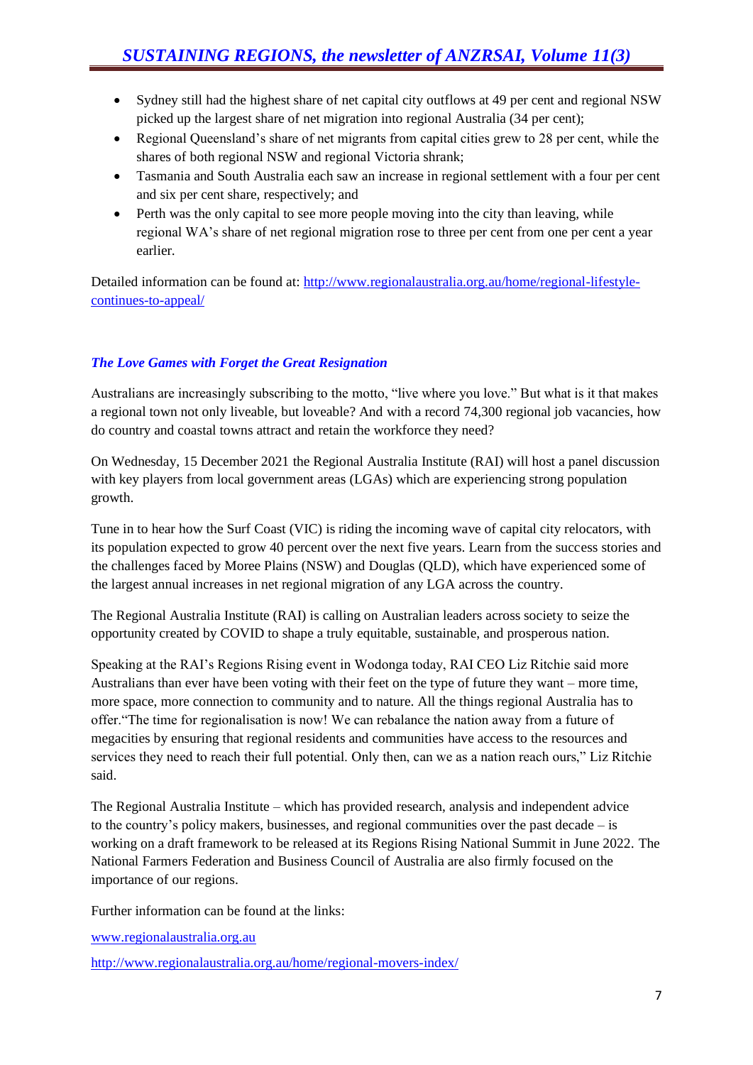- Sydney still had the highest share of net capital city outflows at 49 per cent and regional NSW picked up the largest share of net migration into regional Australia (34 per cent);
- Regional Queensland's share of net migrants from capital cities grew to 28 per cent, while the shares of both regional NSW and regional Victoria shrank;
- Tasmania and South Australia each saw an increase in regional settlement with a four per cent and six per cent share, respectively; and
- Perth was the only capital to see more people moving into the city than leaving, while regional WA's share of net regional migration rose to three per cent from one per cent a year earlier.

Detailed information can be found at: [http://www.regionalaustralia.org.au/home/regional-lifestyle-continues-to-appeal/](http://www.regionalaustralia.org.au/home/regional-lifestyle-continues-to-appeal/)

### *The Love Games with Forget the Great Resignation*

Australians are increasingly subscribing to the motto, "live where you love." But what is it that makes a regional town not only liveable, but loveable? And with a record 74,300 regional job vacancies, how do country and coastal towns attract and retain the workforce they need?

On Wednesday, 15 December 2021 the Regional Australia Institute (RAI) will host a panel discussion with key players from local government areas (LGAs) which are experiencing strong population growth.

Tune in to hear how the Surf Coast (VIC) is riding the incoming wave of capital city relocators, with its population expected to grow 40 percent over the next five years. Learn from the success stories and the challenges faced by Moree Plains (NSW) and Douglas (QLD), which have experienced some of the largest annual increases in net regional migration of any LGA across the country.

The Regional Australia Institute (RAI) is calling on Australian leaders across society to seize the opportunity created by COVID to shape a truly equitable, sustainable, and prosperous nation.

Speaking at the RAI's Regions Rising event in Wodonga today, RAI CEO Liz Ritchie said more Australians than ever have been voting with their feet on the type of future they want – more time, more space, more connection to community and to nature. All the things regional Australia has to offer."The time for regionalisation is now! We can rebalance the nation away from a future of megacities by ensuring that regional residents and communities have access to the resources and services they need to reach their full potential. Only then, can we as a nation reach ours," Liz Ritchie said.

The Regional Australia Institute – which has provided research, analysis and independent advice to the country's policy makers, businesses, and regional communities over the past decade – is working on a draft framework to be released at its Regions Rising National Summit in June 2022. The National Farmers Federation and Business Council of Australia are also firmly focused on the importance of our regions.

Further information can be found at the links:

[www.regionalaustralia.org.au](www.regionalaustralia.org.au)

[http://www.regionalaustralia.org.au/home/regional-movers-index/](http://www.regionalaustralia.org.au/home/regional-movers-index/)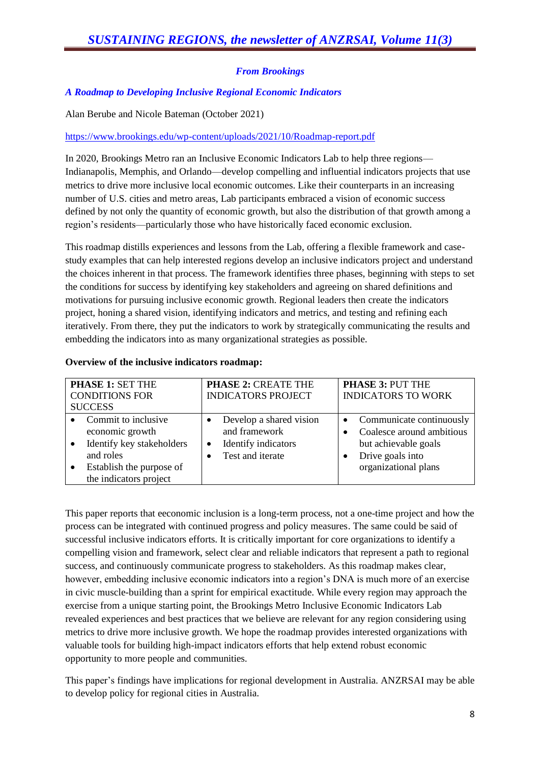### *From Brookings*

### *A Roadmap to Developing Inclusive Regional Economic Indicators*

Alan Berube and Nicole Bateman (October 2021)

https://www.brookings.edu/wp-content/uploads/2021/10/Roadmap-report.pdf

In 2020, Brookings Metro ran an Inclusive Economic Indicators Lab to help three regions—Indianapolis, Memphis, and Orlando—develop compelling and influential indicators projects that use metrics to drive more inclusive local economic outcomes. Like their counterparts in an increasing number of U.S. cities and metro areas, Lab participants embraced a vision of economic success defined by not only the quantity of economic growth, but also the distribution of that growth among a region's residents—particularly those who have historically faced economic exclusion.

This roadmap distills experiences and lessons from the Lab, offering a flexible framework and case-study examples that can help interested regions develop an inclusive indicators project and understand the choices inherent in that process. The framework identifies three phases, beginning with steps to set the conditions for success by identifying key stakeholders and agreeing on shared definitions and motivations for pursuing inclusive economic growth. Regional leaders then create the indicators project, honing a shared vision, identifying indicators and metrics, and testing and refining each iteratively. From there, they put the indicators to work by strategically communicating the results and embedding the indicators into as many organizational strategies as possible.

**Overview of the inclusive indicators roadmap:**

| **PHASE 1:** SET THE CONDITIONS FOR SUCCESS | **PHASE 2:** CREATE THE INDICATORS PROJECT | **PHASE 3:** PUT THE INDICATORS TO WORK |
|---|---|---|
| • Commit to inclusive economic growth<br>• Identify key stakeholders and roles<br>• Establish the purpose of the indicators project | • Develop a shared vision and framework<br>• Identify indicators<br>• Test and iterate | • Communicate continuously<br>• Coalesce around ambitious but achievable goals<br>• Drive goals into organizational plans |

This paper reports that eeconomic inclusion is a long-term process, not a one-time project and how the process can be integrated with continued progress and policy measures. The same could be said of successful inclusive indicators efforts. It is critically important for core organizations to identify a compelling vision and framework, select clear and reliable indicators that represent a path to regional success, and continuously communicate progress to stakeholders. As this roadmap makes clear, however, embedding inclusive economic indicators into a region's DNA is much more of an exercise in civic muscle-building than a sprint for empirical exactitude. While every region may approach the exercise from a unique starting point, the Brookings Metro Inclusive Economic Indicators Lab revealed experiences and best practices that we believe are relevant for any region considering using metrics to drive more inclusive growth. We hope the roadmap provides interested organizations with valuable tools for building high-impact indicators efforts that help extend robust economic opportunity to more people and communities.

This paper's findings have implications for regional development in Australia. ANZRSAI may be able to develop policy for regional cities in Australia.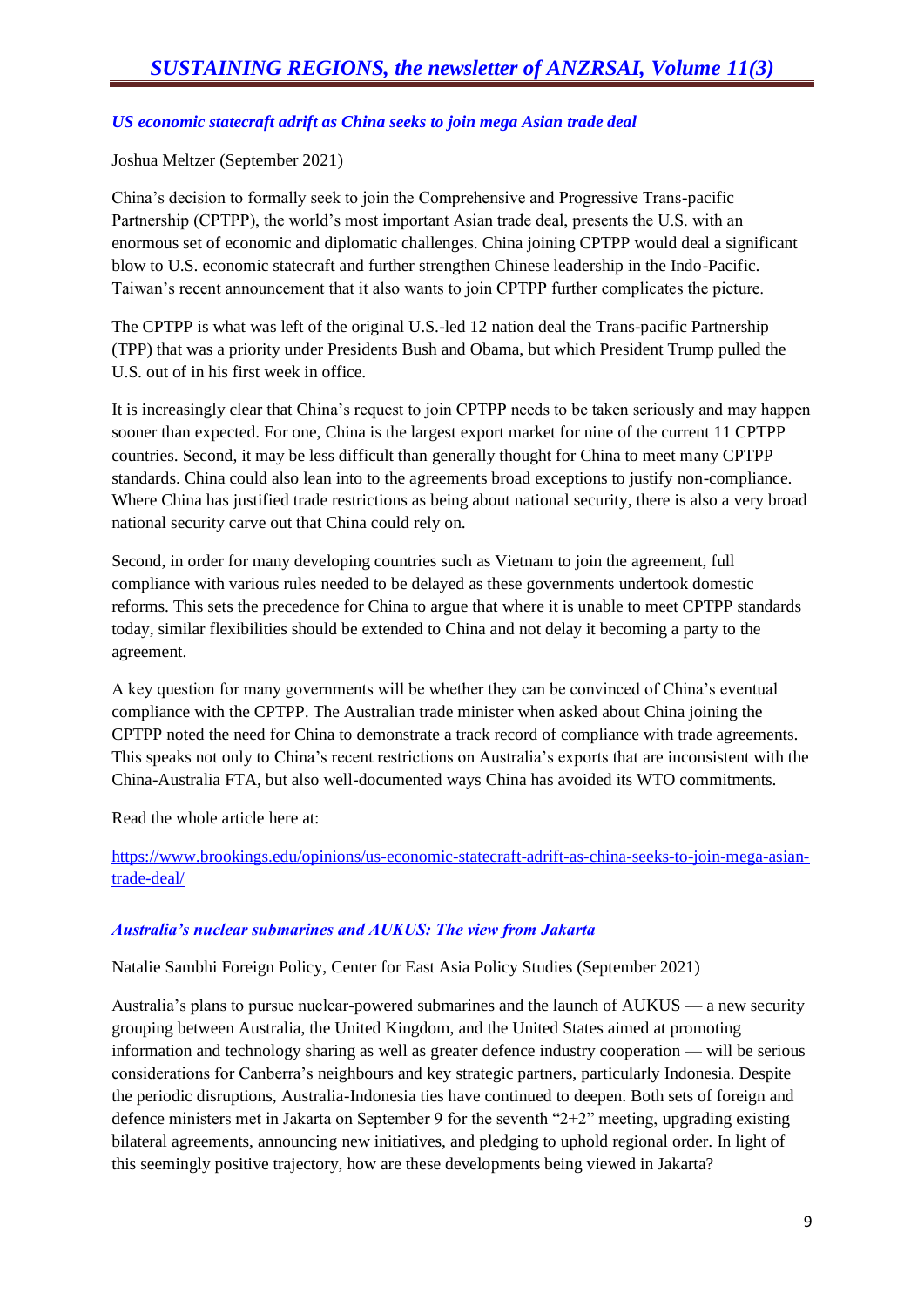## *US economic statecraft adrift as China seeks to join mega Asian trade deal*

Joshua Meltzer (September 2021)

China's decision to formally seek to join the Comprehensive and Progressive Trans-pacific Partnership (CPTPP), the world's most important Asian trade deal, presents the U.S. with an enormous set of economic and diplomatic challenges. China joining CPTPP would deal a significant blow to U.S. economic statecraft and further strengthen Chinese leadership in the Indo-Pacific. Taiwan's recent announcement that it also wants to join CPTPP further complicates the picture.

The CPTPP is what was left of the original U.S.-led 12 nation deal the Trans-pacific Partnership (TPP) that was a priority under Presidents Bush and Obama, but which President Trump pulled the U.S. out of in his first week in office.

It is increasingly clear that China's request to join CPTPP needs to be taken seriously and may happen sooner than expected. For one, China is the largest export market for nine of the current 11 CPTPP countries. Second, it may be less difficult than generally thought for China to meet many CPTPP standards. China could also lean into to the agreements broad exceptions to justify non-compliance. Where China has justified trade restrictions as being about national security, there is also a very broad national security carve out that China could rely on.

Second, in order for many developing countries such as Vietnam to join the agreement, full compliance with various rules needed to be delayed as these governments undertook domestic reforms. This sets the precedence for China to argue that where it is unable to meet CPTPP standards today, similar flexibilities should be extended to China and not delay it becoming a party to the agreement.

A key question for many governments will be whether they can be convinced of China's eventual compliance with the CPTPP. The Australian trade minister when asked about China joining the CPTPP noted the need for China to demonstrate a track record of compliance with trade agreements. This speaks not only to China's recent restrictions on Australia's exports that are inconsistent with the China-Australia FTA, but also well-documented ways China has avoided its WTO commitments.

Read the whole article here at:

https://www.brookings.edu/opinions/us-economic-statecraft-adrift-as-china-seeks-to-join-mega-asian-trade-deal/

## *Australia's nuclear submarines and AUKUS: The view from Jakarta*

Natalie Sambhi Foreign Policy, Center for East Asia Policy Studies (September 2021)

Australia's plans to pursue nuclear-powered submarines and the launch of AUKUS — a new security grouping between Australia, the United Kingdom, and the United States aimed at promoting information and technology sharing as well as greater defence industry cooperation — will be serious considerations for Canberra's neighbours and key strategic partners, particularly Indonesia. Despite the periodic disruptions, Australia-Indonesia ties have continued to deepen. Both sets of foreign and defence ministers met in Jakarta on September 9 for the seventh "2+2" meeting, upgrading existing bilateral agreements, announcing new initiatives, and pledging to uphold regional order. In light of this seemingly positive trajectory, how are these developments being viewed in Jakarta?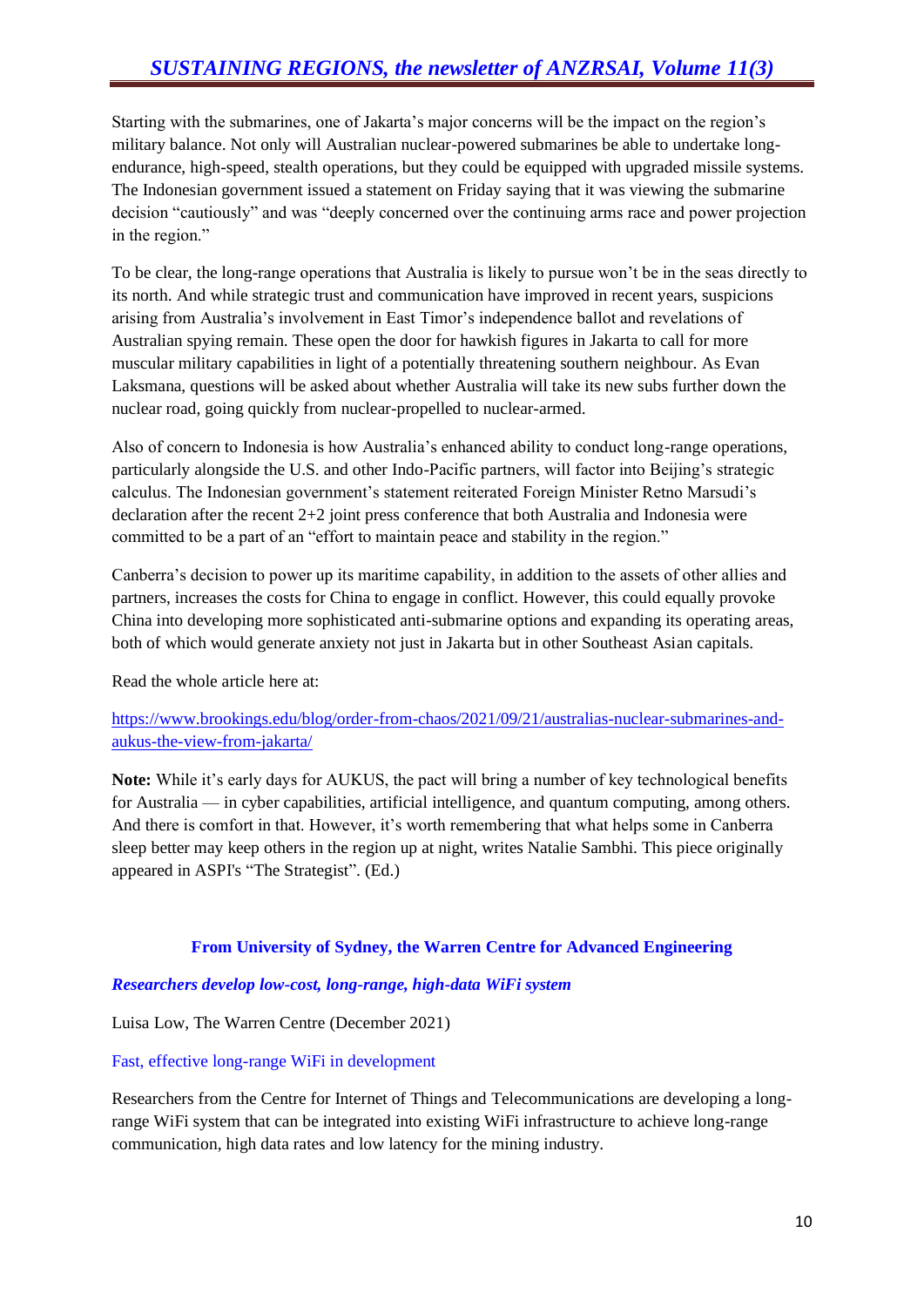Starting with the submarines, one of Jakarta's major concerns will be the impact on the region's military balance. Not only will Australian nuclear-powered submarines be able to undertake long-endurance, high-speed, stealth operations, but they could be equipped with upgraded missile systems. The Indonesian government issued a statement on Friday saying that it was viewing the submarine decision "cautiously" and was "deeply concerned over the continuing arms race and power projection in the region."

To be clear, the long-range operations that Australia is likely to pursue won't be in the seas directly to its north. And while strategic trust and communication have improved in recent years, suspicions arising from Australia's involvement in East Timor's independence ballot and revelations of Australian spying remain. These open the door for hawkish figures in Jakarta to call for more muscular military capabilities in light of a potentially threatening southern neighbour. As Evan Laksmana, questions will be asked about whether Australia will take its new subs further down the nuclear road, going quickly from nuclear-propelled to nuclear-armed.

Also of concern to Indonesia is how Australia's enhanced ability to conduct long-range operations, particularly alongside the U.S. and other Indo-Pacific partners, will factor into Beijing's strategic calculus. The Indonesian government's statement reiterated Foreign Minister Retno Marsudi's declaration after the recent 2+2 joint press conference that both Australia and Indonesia were committed to be a part of an "effort to maintain peace and stability in the region."

Canberra's decision to power up its maritime capability, in addition to the assets of other allies and partners, increases the costs for China to engage in conflict. However, this could equally provoke China into developing more sophisticated anti-submarine options and expanding its operating areas, both of which would generate anxiety not just in Jakarta but in other Southeast Asian capitals.

Read the whole article here at:

[https://www.brookings.edu/blog/order-from-chaos/2021/09/21/australias-nuclear-submarines-and-aukus-the-view-from-jakarta/](https://www.brookings.edu/blog/order-from-chaos/2021/09/21/australias-nuclear-submarines-and-aukus-the-view-from-jakarta/)

**Note:** While it's early days for AUKUS, the pact will bring a number of key technological benefits for Australia — in cyber capabilities, artificial intelligence, and quantum computing, among others. And there is comfort in that. However, it's worth remembering that what helps some in Canberra sleep better may keep others in the region up at night, writes Natalie Sambhi. This piece originally appeared in ASPI's "The Strategist". (Ed.)

## From University of Sydney, the Warren Centre for Advanced Engineering

***Researchers develop low-cost, long-range, high-data WiFi system***

Luisa Low, The Warren Centre (December 2021)

Fast, effective long-range WiFi in development

Researchers from the Centre for Internet of Things and Telecommunications are developing a long-range WiFi system that can be integrated into existing WiFi infrastructure to achieve long-range communication, high data rates and low latency for the mining industry.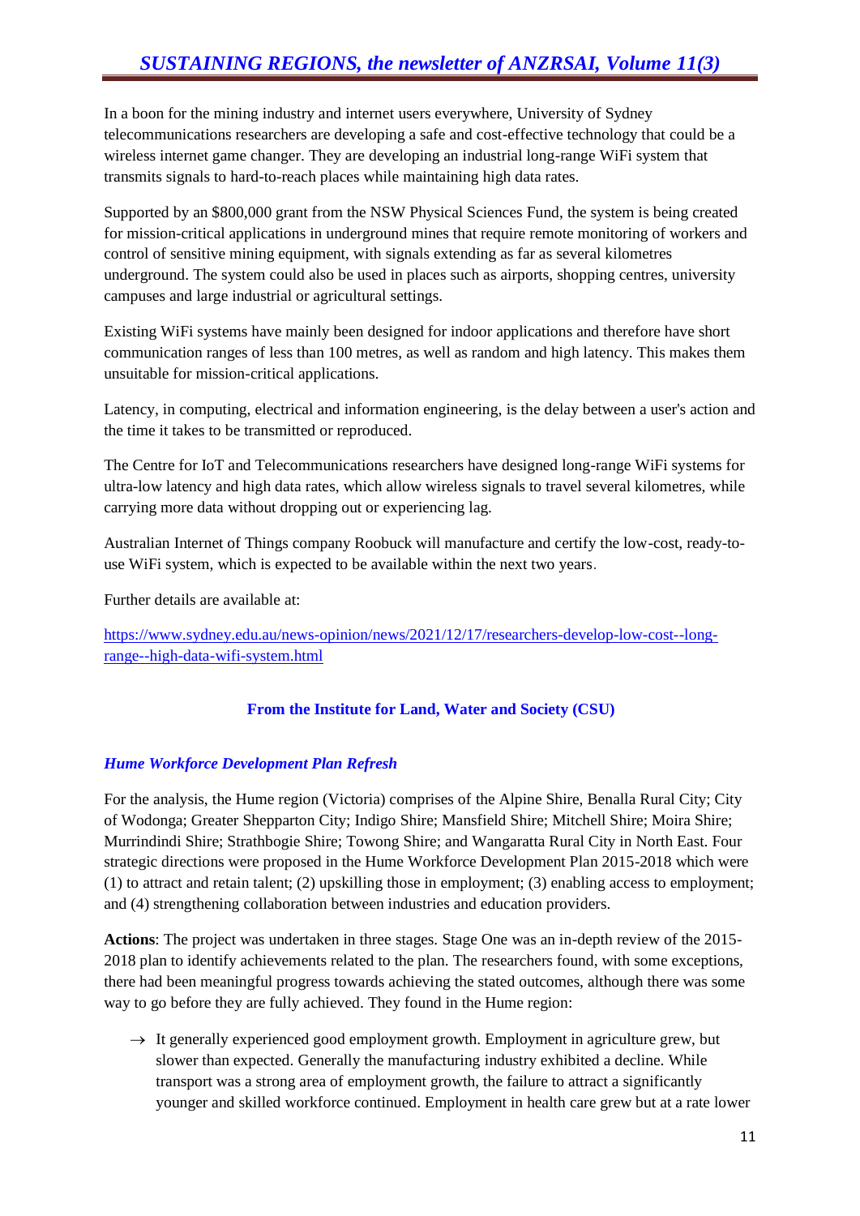In a boon for the mining industry and internet users everywhere, University of Sydney telecommunications researchers are developing a safe and cost-effective technology that could be a wireless internet game changer. They are developing an industrial long-range WiFi system that transmits signals to hard-to-reach places while maintaining high data rates.

Supported by an $800,000 grant from the NSW Physical Sciences Fund, the system is being created for mission-critical applications in underground mines that require remote monitoring of workers and control of sensitive mining equipment, with signals extending as far as several kilometres underground. The system could also be used in places such as airports, shopping centres, university campuses and large industrial or agricultural settings.

Existing WiFi systems have mainly been designed for indoor applications and therefore have short communication ranges of less than 100 metres, as well as random and high latency. This makes them unsuitable for mission-critical applications.

Latency, in computing, electrical and information engineering, is the delay between a user's action and the time it takes to be transmitted or reproduced.

The Centre for IoT and Telecommunications researchers have designed long-range WiFi systems for ultra-low latency and high data rates, which allow wireless signals to travel several kilometres, while carrying more data without dropping out or experiencing lag.

Australian Internet of Things company Roobuck will manufacture and certify the low-cost, ready-to-use WiFi system, which is expected to be available within the next two years.

Further details are available at:

https://www.sydney.edu.au/news-opinion/news/2021/12/17/researchers-develop-low-cost--long-range--high-data-wifi-system.html

## From the Institute for Land, Water and Society (CSU)

### *Hume Workforce Development Plan Refresh*

For the analysis, the Hume region (Victoria) comprises of the Alpine Shire, Benalla Rural City; City of Wodonga; Greater Shepparton City; Indigo Shire; Mansfield Shire; Mitchell Shire; Moira Shire; Murrindindi Shire; Strathbogie Shire; Towong Shire; and Wangaratta Rural City in North East. Four strategic directions were proposed in the Hume Workforce Development Plan 2015-2018 which were (1) to attract and retain talent; (2) upskilling those in employment; (3) enabling access to employment; and (4) strengthening collaboration between industries and education providers.

**Actions**: The project was undertaken in three stages. Stage One was an in-depth review of the 2015-2018 plan to identify achievements related to the plan. The researchers found, with some exceptions, there had been meaningful progress towards achieving the stated outcomes, although there was some way to go before they are fully achieved. They found in the Hume region:

→ It generally experienced good employment growth. Employment in agriculture grew, but slower than expected. Generally the manufacturing industry exhibited a decline. While transport was a strong area of employment growth, the failure to attract a significantly younger and skilled workforce continued. Employment in health care grew but at a rate lower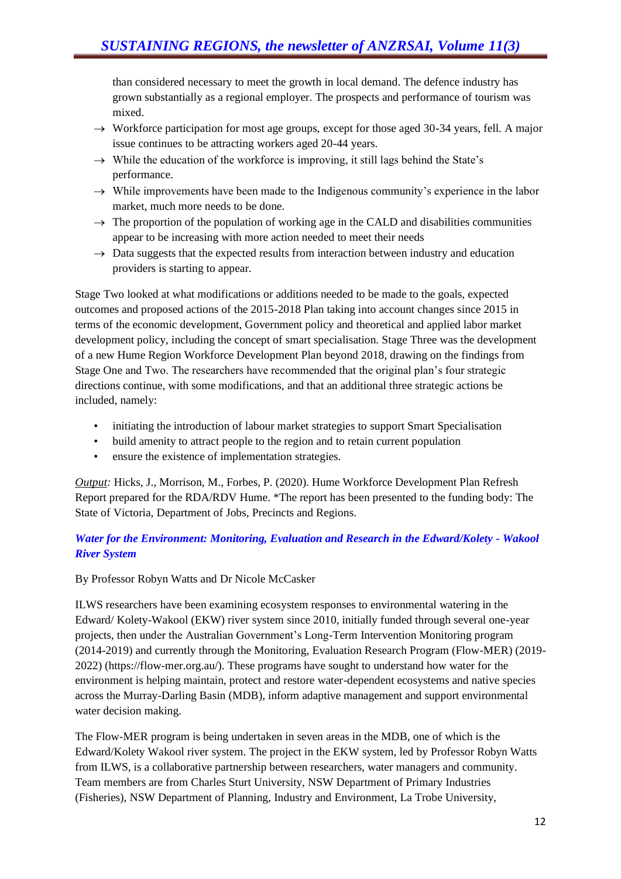than considered necessary to meet the growth in local demand. The defence industry has grown substantially as a regional employer. The prospects and performance of tourism was mixed.

- → Workforce participation for most age groups, except for those aged 30-34 years, fell. A major issue continues to be attracting workers aged 20-44 years.
- → While the education of the workforce is improving, it still lags behind the State's performance.
- → While improvements have been made to the Indigenous community's experience in the labor market, much more needs to be done.
- → The proportion of the population of working age in the CALD and disabilities communities appear to be increasing with more action needed to meet their needs
- → Data suggests that the expected results from interaction between industry and education providers is starting to appear.

Stage Two looked at what modifications or additions needed to be made to the goals, expected outcomes and proposed actions of the 2015-2018 Plan taking into account changes since 2015 in terms of the economic development, Government policy and theoretical and applied labor market development policy, including the concept of smart specialisation. Stage Three was the development of a new Hume Region Workforce Development Plan beyond 2018, drawing on the findings from Stage One and Two. The researchers have recommended that the original plan's four strategic directions continue, with some modifications, and that an additional three strategic actions be included, namely:

- initiating the introduction of labour market strategies to support Smart Specialisation
- build amenity to attract people to the region and to retain current population
- ensure the existence of implementation strategies.

*Output:* Hicks, J., Morrison, M., Forbes, P. (2020). Hume Workforce Development Plan Refresh Report prepared for the RDA/RDV Hume. *The report has been presented to the funding body: The State of Victoria, Department of Jobs, Precincts and Regions.

### *Water for the Environment: Monitoring, Evaluation and Research in the Edward/Kolety - Wakool River System*

By Professor Robyn Watts and Dr Nicole McCasker

ILWS researchers have been examining ecosystem responses to environmental watering in the Edward/ Kolety-Wakool (EKW) river system since 2010, initially funded through several one-year projects, then under the Australian Government's Long-Term Intervention Monitoring program (2014-2019) and currently through the Monitoring, Evaluation Research Program (Flow-MER) (2019-2022) (https://flow-mer.org.au/). These programs have sought to understand how water for the environment is helping maintain, protect and restore water-dependent ecosystems and native species across the Murray-Darling Basin (MDB), inform adaptive management and support environmental water decision making.

The Flow-MER program is being undertaken in seven areas in the MDB, one of which is the Edward/Kolety Wakool river system. The project in the EKW system, led by Professor Robyn Watts from ILWS, is a collaborative partnership between researchers, water managers and community. Team members are from Charles Sturt University, NSW Department of Primary Industries (Fisheries), NSW Department of Planning, Industry and Environment, La Trobe University,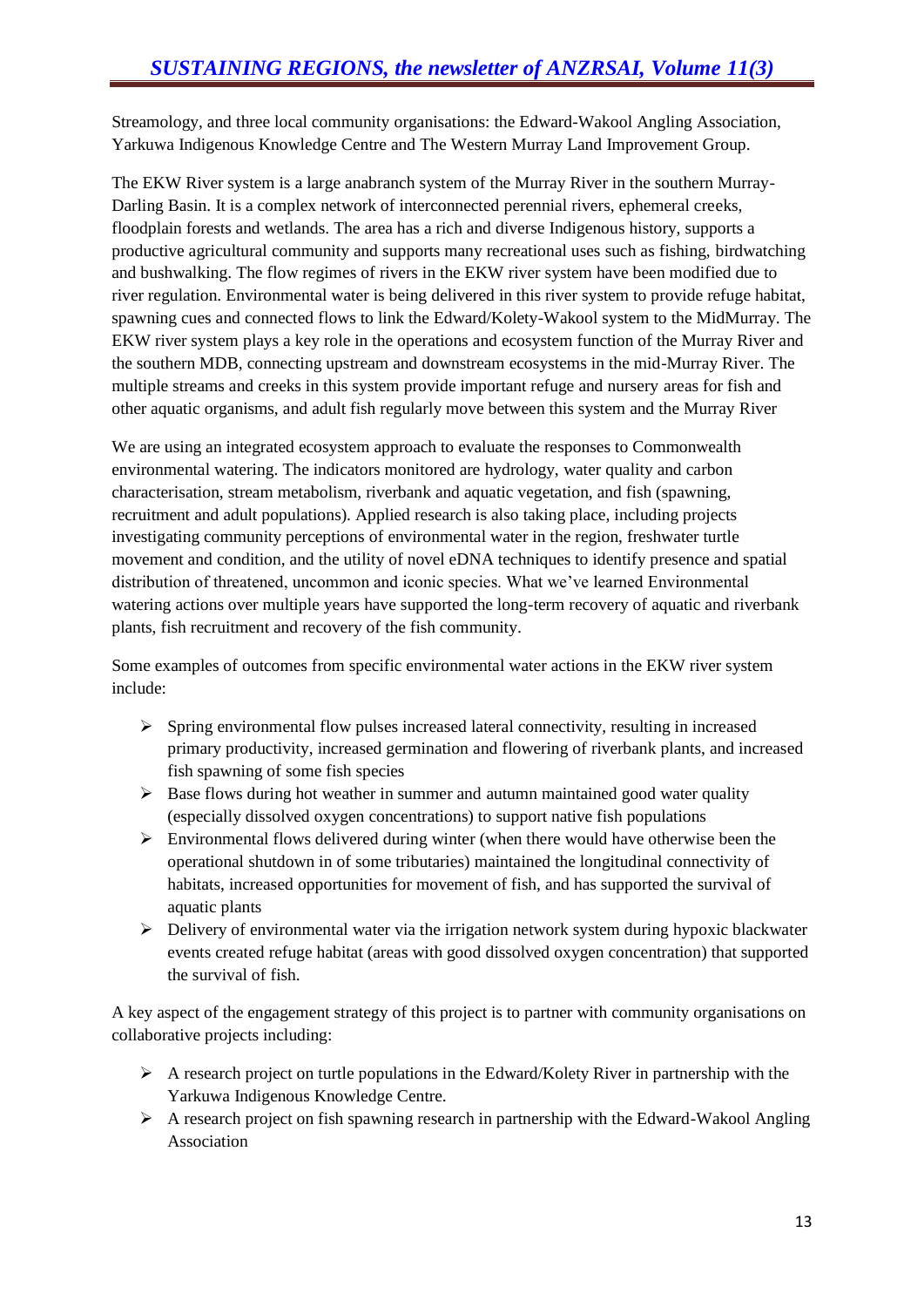Streamology, and three local community organisations: the Edward-Wakool Angling Association, Yarkuwa Indigenous Knowledge Centre and The Western Murray Land Improvement Group.

The EKW River system is a large anabranch system of the Murray River in the southern Murray-Darling Basin. It is a complex network of interconnected perennial rivers, ephemeral creeks, floodplain forests and wetlands. The area has a rich and diverse Indigenous history, supports a productive agricultural community and supports many recreational uses such as fishing, birdwatching and bushwalking. The flow regimes of rivers in the EKW river system have been modified due to river regulation. Environmental water is being delivered in this river system to provide refuge habitat, spawning cues and connected flows to link the Edward/Kolety-Wakool system to the MidMurray. The EKW river system plays a key role in the operations and ecosystem function of the Murray River and the southern MDB, connecting upstream and downstream ecosystems in the mid-Murray River. The multiple streams and creeks in this system provide important refuge and nursery areas for fish and other aquatic organisms, and adult fish regularly move between this system and the Murray River

We are using an integrated ecosystem approach to evaluate the responses to Commonwealth environmental watering. The indicators monitored are hydrology, water quality and carbon characterisation, stream metabolism, riverbank and aquatic vegetation, and fish (spawning, recruitment and adult populations). Applied research is also taking place, including projects investigating community perceptions of environmental water in the region, freshwater turtle movement and condition, and the utility of novel eDNA techniques to identify presence and spatial distribution of threatened, uncommon and iconic species. What we've learned Environmental watering actions over multiple years have supported the long-term recovery of aquatic and riverbank plants, fish recruitment and recovery of the fish community.

Some examples of outcomes from specific environmental water actions in the EKW river system include:

- Spring environmental flow pulses increased lateral connectivity, resulting in increased primary productivity, increased germination and flowering of riverbank plants, and increased fish spawning of some fish species
- Base flows during hot weather in summer and autumn maintained good water quality (especially dissolved oxygen concentrations) to support native fish populations
- Environmental flows delivered during winter (when there would have otherwise been the operational shutdown in of some tributaries) maintained the longitudinal connectivity of habitats, increased opportunities for movement of fish, and has supported the survival of aquatic plants
- Delivery of environmental water via the irrigation network system during hypoxic blackwater events created refuge habitat (areas with good dissolved oxygen concentration) that supported the survival of fish.

A key aspect of the engagement strategy of this project is to partner with community organisations on collaborative projects including:

- A research project on turtle populations in the Edward/Kolety River in partnership with the Yarkuwa Indigenous Knowledge Centre.
- A research project on fish spawning research in partnership with the Edward-Wakool Angling Association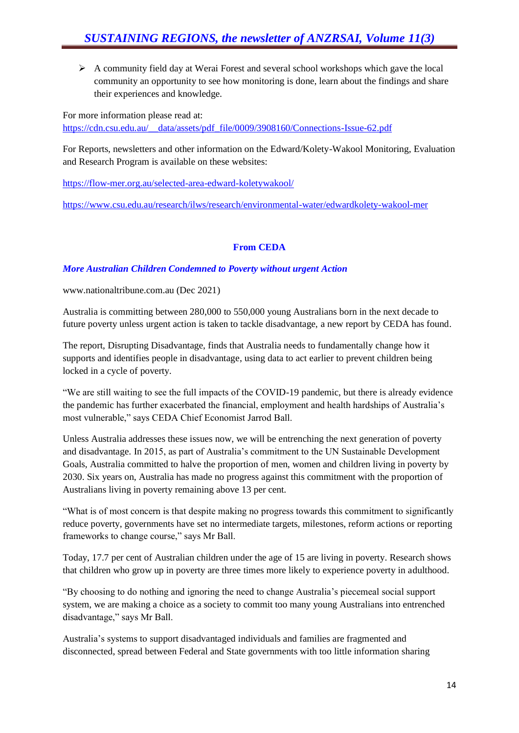- A community field day at Werai Forest and several school workshops which gave the local community an opportunity to see how monitoring is done, learn about the findings and share their experiences and knowledge.

For more information please read at:
https://cdn.csu.edu.au/__data/assets/pdf_file/0009/3908160/Connections-Issue-62.pdf

For Reports, newsletters and other information on the Edward/Kolety-Wakool Monitoring, Evaluation and Research Program is available on these websites:

https://flow-mer.org.au/selected-area-edward-koletywakool/

https://www.csu.edu.au/research/ilws/research/environmental-water/edwardkolety-wakool-mer

## From CEDA

***More Australian Children Condemned to Poverty without urgent Action***

www.nationaltribune.com.au (Dec 2021)

Australia is committing between 280,000 to 550,000 young Australians born in the next decade to future poverty unless urgent action is taken to tackle disadvantage, a new report by CEDA has found.

The report, Disrupting Disadvantage, finds that Australia needs to fundamentally change how it supports and identifies people in disadvantage, using data to act earlier to prevent children being locked in a cycle of poverty.

"We are still waiting to see the full impacts of the COVID-19 pandemic, but there is already evidence the pandemic has further exacerbated the financial, employment and health hardships of Australia's most vulnerable," says CEDA Chief Economist Jarrod Ball.

Unless Australia addresses these issues now, we will be entrenching the next generation of poverty and disadvantage. In 2015, as part of Australia's commitment to the UN Sustainable Development Goals, Australia committed to halve the proportion of men, women and children living in poverty by 2030. Six years on, Australia has made no progress against this commitment with the proportion of Australians living in poverty remaining above 13 per cent.

"What is of most concern is that despite making no progress towards this commitment to significantly reduce poverty, governments have set no intermediate targets, milestones, reform actions or reporting frameworks to change course," says Mr Ball.

Today, 17.7 per cent of Australian children under the age of 15 are living in poverty. Research shows that children who grow up in poverty are three times more likely to experience poverty in adulthood.

"By choosing to do nothing and ignoring the need to change Australia's piecemeal social support system, we are making a choice as a society to commit too many young Australians into entrenched disadvantage," says Mr Ball.

Australia's systems to support disadvantaged individuals and families are fragmented and disconnected, spread between Federal and State governments with too little information sharing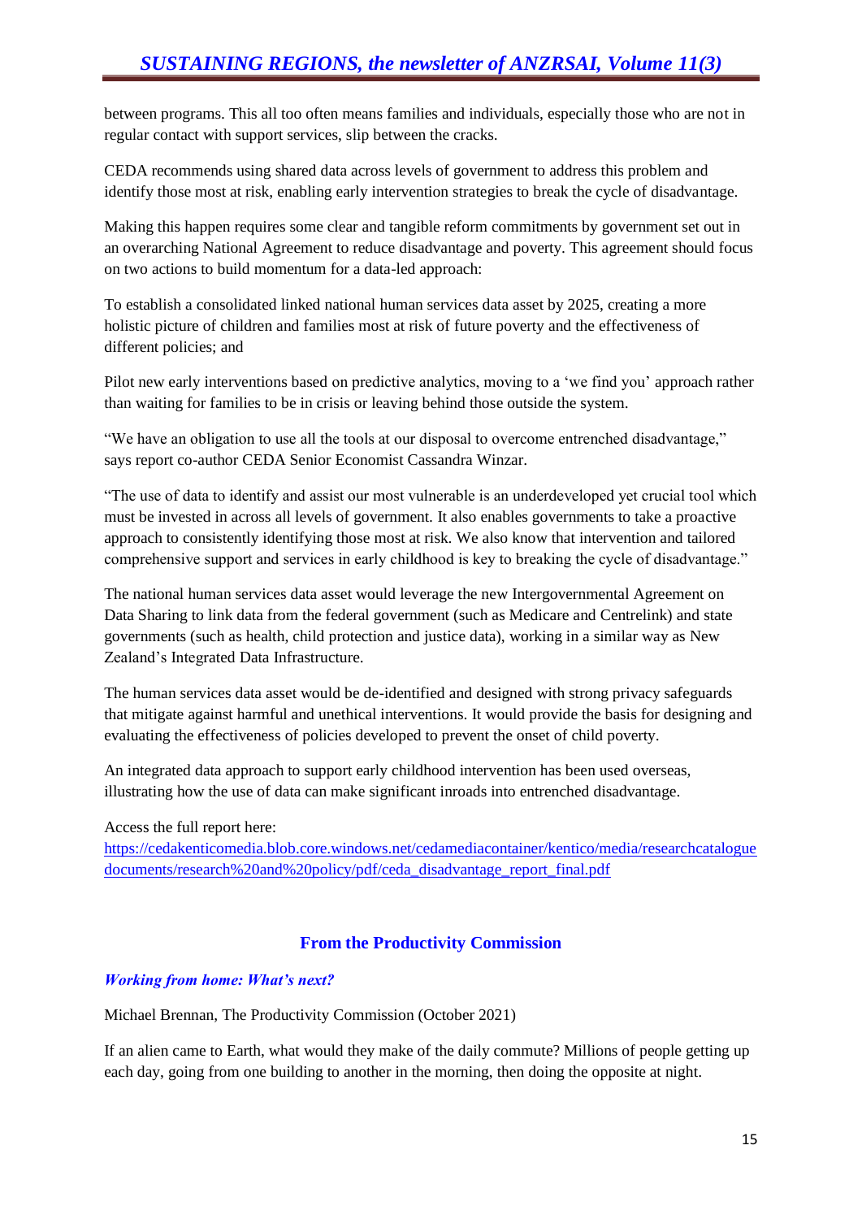between programs. This all too often means families and individuals, especially those who are not in regular contact with support services, slip between the cracks.

CEDA recommends using shared data across levels of government to address this problem and identify those most at risk, enabling early intervention strategies to break the cycle of disadvantage.

Making this happen requires some clear and tangible reform commitments by government set out in an overarching National Agreement to reduce disadvantage and poverty. This agreement should focus on two actions to build momentum for a data-led approach:

To establish a consolidated linked national human services data asset by 2025, creating a more holistic picture of children and families most at risk of future poverty and the effectiveness of different policies; and

Pilot new early interventions based on predictive analytics, moving to a 'we find you' approach rather than waiting for families to be in crisis or leaving behind those outside the system.

"We have an obligation to use all the tools at our disposal to overcome entrenched disadvantage," says report co-author CEDA Senior Economist Cassandra Winzar.

"The use of data to identify and assist our most vulnerable is an underdeveloped yet crucial tool which must be invested in across all levels of government. It also enables governments to take a proactive approach to consistently identifying those most at risk. We also know that intervention and tailored comprehensive support and services in early childhood is key to breaking the cycle of disadvantage."

The national human services data asset would leverage the new Intergovernmental Agreement on Data Sharing to link data from the federal government (such as Medicare and Centrelink) and state governments (such as health, child protection and justice data), working in a similar way as New Zealand's Integrated Data Infrastructure.

The human services data asset would be de-identified and designed with strong privacy safeguards that mitigate against harmful and unethical interventions. It would provide the basis for designing and evaluating the effectiveness of policies developed to prevent the onset of child poverty.

An integrated data approach to support early childhood intervention has been used overseas, illustrating how the use of data can make significant inroads into entrenched disadvantage.

Access the full report here:
[https://cedakenticomedia.blob.core.windows.net/cedamediacontainer/kentico/media/researchcataloguedocuments/research%20and%20policy/pdf/ceda_disadvantage_report_final.pdf](https://cedakenticomedia.blob.core.windows.net/cedamediacontainer/kentico/media/researchcataloguedocuments/research%20and%20policy/pdf/ceda_disadvantage_report_final.pdf)

## From the Productivity Commission

### *Working from home: What's next?*

Michael Brennan, The Productivity Commission (October 2021)

If an alien came to Earth, what would they make of the daily commute? Millions of people getting up each day, going from one building to another in the morning, then doing the opposite at night.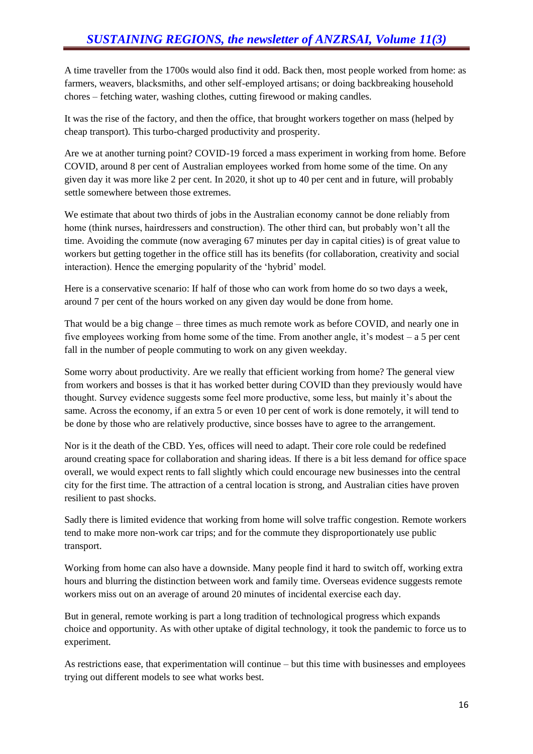A time traveller from the 1700s would also find it odd. Back then, most people worked from home: as farmers, weavers, blacksmiths, and other self-employed artisans; or doing backbreaking household chores – fetching water, washing clothes, cutting firewood or making candles.

It was the rise of the factory, and then the office, that brought workers together on mass (helped by cheap transport). This turbo-charged productivity and prosperity.

Are we at another turning point? COVID-19 forced a mass experiment in working from home. Before COVID, around 8 per cent of Australian employees worked from home some of the time. On any given day it was more like 2 per cent. In 2020, it shot up to 40 per cent and in future, will probably settle somewhere between those extremes.

We estimate that about two thirds of jobs in the Australian economy cannot be done reliably from home (think nurses, hairdressers and construction). The other third can, but probably won't all the time. Avoiding the commute (now averaging 67 minutes per day in capital cities) is of great value to workers but getting together in the office still has its benefits (for collaboration, creativity and social interaction). Hence the emerging popularity of the 'hybrid' model.

Here is a conservative scenario: If half of those who can work from home do so two days a week, around 7 per cent of the hours worked on any given day would be done from home.

That would be a big change – three times as much remote work as before COVID, and nearly one in five employees working from home some of the time. From another angle, it's modest – a 5 per cent fall in the number of people commuting to work on any given weekday.

Some worry about productivity. Are we really that efficient working from home? The general view from workers and bosses is that it has worked better during COVID than they previously would have thought. Survey evidence suggests some feel more productive, some less, but mainly it's about the same. Across the economy, if an extra 5 or even 10 per cent of work is done remotely, it will tend to be done by those who are relatively productive, since bosses have to agree to the arrangement.

Nor is it the death of the CBD. Yes, offices will need to adapt. Their core role could be redefined around creating space for collaboration and sharing ideas. If there is a bit less demand for office space overall, we would expect rents to fall slightly which could encourage new businesses into the central city for the first time. The attraction of a central location is strong, and Australian cities have proven resilient to past shocks.

Sadly there is limited evidence that working from home will solve traffic congestion. Remote workers tend to make more non-work car trips; and for the commute they disproportionately use public transport.

Working from home can also have a downside. Many people find it hard to switch off, working extra hours and blurring the distinction between work and family time. Overseas evidence suggests remote workers miss out on an average of around 20 minutes of incidental exercise each day.

But in general, remote working is part a long tradition of technological progress which expands choice and opportunity. As with other uptake of digital technology, it took the pandemic to force us to experiment.

As restrictions ease, that experimentation will continue – but this time with businesses and employees trying out different models to see what works best.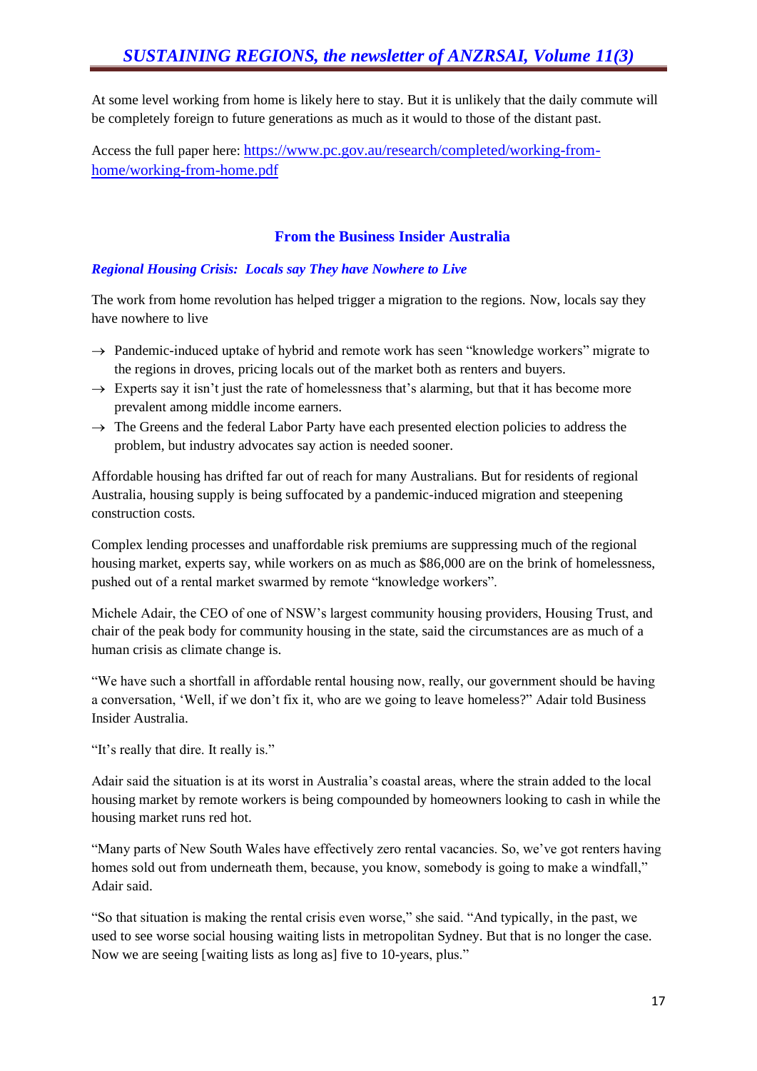At some level working from home is likely here to stay. But it is unlikely that the daily commute will be completely foreign to future generations as much as it would to those of the distant past.

Access the full paper here: [https://www.pc.gov.au/research/completed/working-from-home/working-from-home.pdf](https://www.pc.gov.au/research/completed/working-from-home/working-from-home.pdf)

## From the Business Insider Australia

### *Regional Housing Crisis: Locals say They have Nowhere to Live*

The work from home revolution has helped trigger a migration to the regions. Now, locals say they have nowhere to live

- → Pandemic-induced uptake of hybrid and remote work has seen "knowledge workers" migrate to the regions in droves, pricing locals out of the market both as renters and buyers.
- → Experts say it isn't just the rate of homelessness that's alarming, but that it has become more prevalent among middle income earners.
- → The Greens and the federal Labor Party have each presented election policies to address the problem, but industry advocates say action is needed sooner.

Affordable housing has drifted far out of reach for many Australians. But for residents of regional Australia, housing supply is being suffocated by a pandemic-induced migration and steepening construction costs.

Complex lending processes and unaffordable risk premiums are suppressing much of the regional housing market, experts say, while workers on as much as $86,000 are on the brink of homelessness, pushed out of a rental market swarmed by remote "knowledge workers".

Michele Adair, the CEO of one of NSW's largest community housing providers, Housing Trust, and chair of the peak body for community housing in the state, said the circumstances are as much of a human crisis as climate change is.

"We have such a shortfall in affordable rental housing now, really, our government should be having a conversation, 'Well, if we don't fix it, who are we going to leave homeless?" Adair told Business Insider Australia.

"It's really that dire. It really is."

Adair said the situation is at its worst in Australia's coastal areas, where the strain added to the local housing market by remote workers is being compounded by homeowners looking to cash in while the housing market runs red hot.

"Many parts of New South Wales have effectively zero rental vacancies. So, we've got renters having homes sold out from underneath them, because, you know, somebody is going to make a windfall," Adair said.

"So that situation is making the rental crisis even worse," she said. "And typically, in the past, we used to see worse social housing waiting lists in metropolitan Sydney. But that is no longer the case. Now we are seeing [waiting lists as long as] five to 10-years, plus."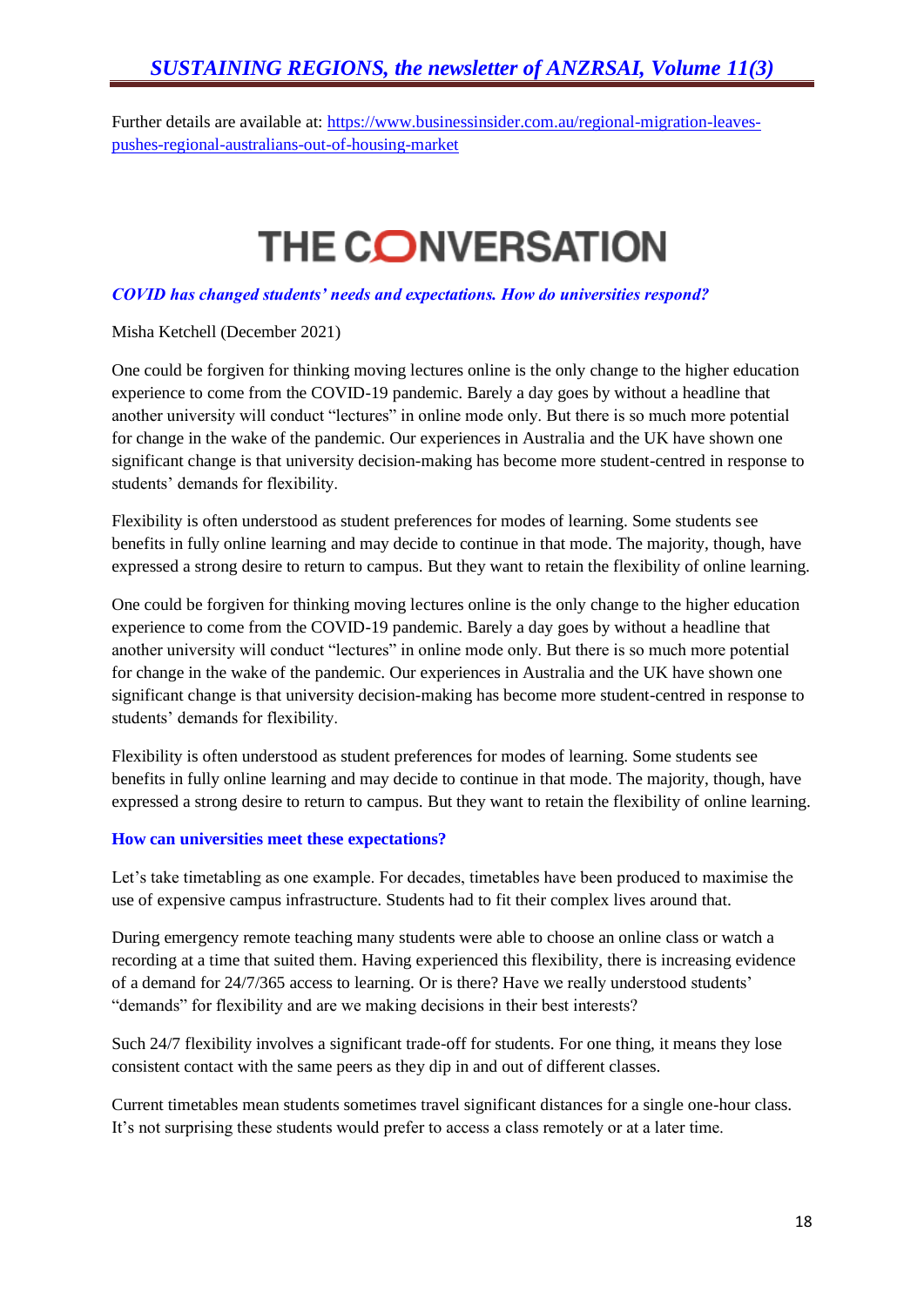Further details are available at: [https://www.businessinsider.com.au/regional-migration-leaves-pushes-regional-australians-out-of-housing-market](https://www.businessinsider.com.au/regional-migration-leaves-pushes-regional-australians-out-of-housing-market)

# THE CONVERSATION

***COVID has changed students' needs and expectations. How do universities respond?***

Misha Ketchell (December 2021)

One could be forgiven for thinking moving lectures online is the only change to the higher education experience to come from the COVID-19 pandemic. Barely a day goes by without a headline that another university will conduct "lectures" in online mode only. But there is so much more potential for change in the wake of the pandemic. Our experiences in Australia and the UK have shown one significant change is that university decision-making has become more student-centred in response to students' demands for flexibility.

Flexibility is often understood as student preferences for modes of learning. Some students see benefits in fully online learning and may decide to continue in that mode. The majority, though, have expressed a strong desire to return to campus. But they want to retain the flexibility of online learning.

One could be forgiven for thinking moving lectures online is the only change to the higher education experience to come from the COVID-19 pandemic. Barely a day goes by without a headline that another university will conduct "lectures" in online mode only. But there is so much more potential for change in the wake of the pandemic. Our experiences in Australia and the UK have shown one significant change is that university decision-making has become more student-centred in response to students' demands for flexibility.

Flexibility is often understood as student preferences for modes of learning. Some students see benefits in fully online learning and may decide to continue in that mode. The majority, though, have expressed a strong desire to return to campus. But they want to retain the flexibility of online learning.

**How can universities meet these expectations?**

Let's take timetabling as one example. For decades, timetables have been produced to maximise the use of expensive campus infrastructure. Students had to fit their complex lives around that.

During emergency remote teaching many students were able to choose an online class or watch a recording at a time that suited them. Having experienced this flexibility, there is increasing evidence of a demand for 24/7/365 access to learning. Or is there? Have we really understood students' "demands" for flexibility and are we making decisions in their best interests?

Such 24/7 flexibility involves a significant trade-off for students. For one thing, it means they lose consistent contact with the same peers as they dip in and out of different classes.

Current timetables mean students sometimes travel significant distances for a single one-hour class. It's not surprising these students would prefer to access a class remotely or at a later time.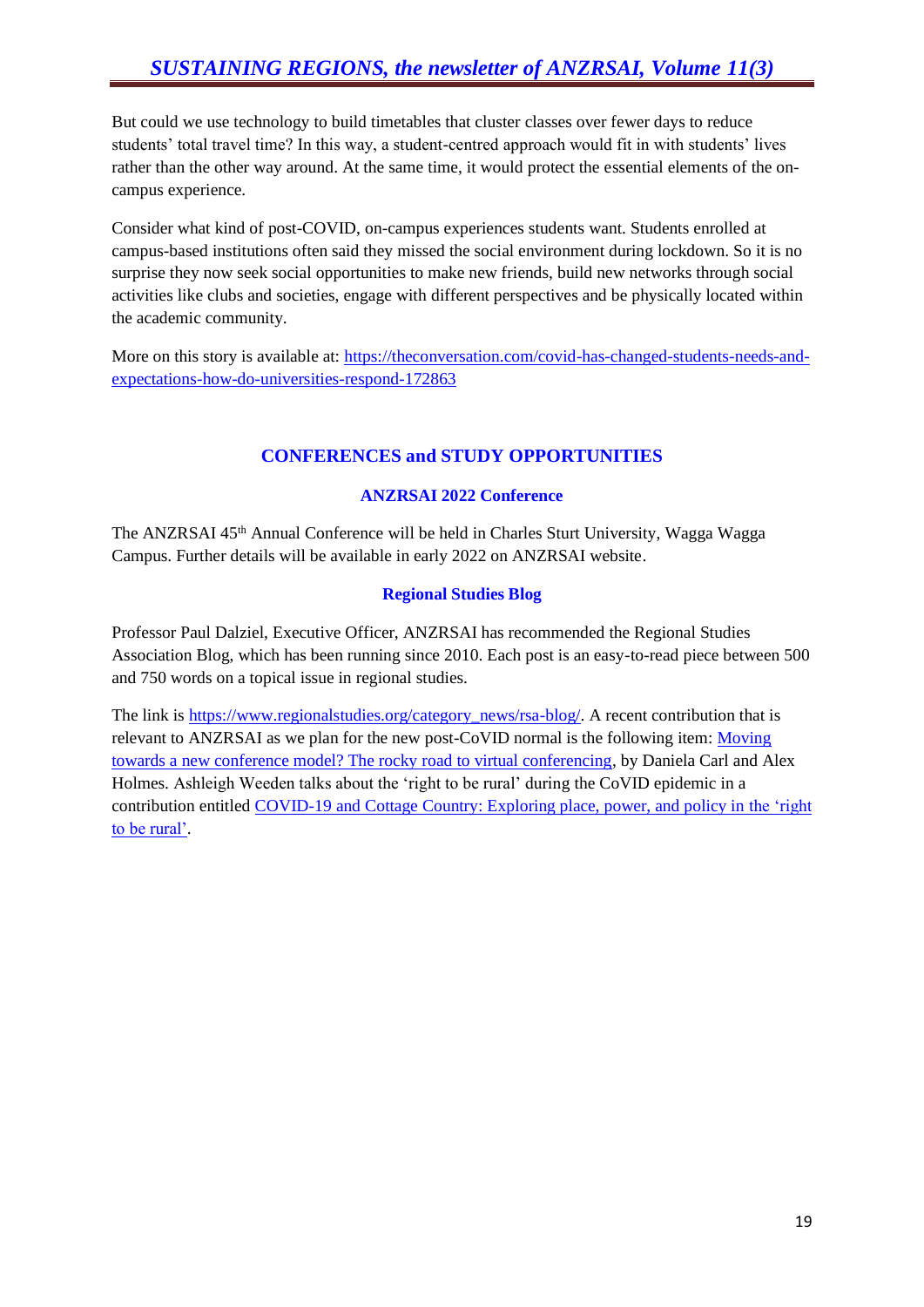But could we use technology to build timetables that cluster classes over fewer days to reduce students' total travel time? In this way, a student-centred approach would fit in with students' lives rather than the other way around. At the same time, it would protect the essential elements of the on-campus experience.

Consider what kind of post-COVID, on-campus experiences students want. Students enrolled at campus-based institutions often said they missed the social environment during lockdown. So it is no surprise they now seek social opportunities to make new friends, build new networks through social activities like clubs and societies, engage with different perspectives and be physically located within the academic community.

More on this story is available at: [https://theconversation.com/covid-has-changed-students-needs-and-expectations-how-do-universities-respond-172863](https://theconversation.com/covid-has-changed-students-needs-and-expectations-how-do-universities-respond-172863)

## CONFERENCES and STUDY OPPORTUNITIES

### ANZRSAI 2022 Conference

The ANZRSAI 45th Annual Conference will be held in Charles Sturt University, Wagga Wagga Campus. Further details will be available in early 2022 on ANZRSAI website.

### Regional Studies Blog

Professor Paul Dalziel, Executive Officer, ANZRSAI has recommended the Regional Studies Association Blog, which has been running since 2010. Each post is an easy-to-read piece between 500 and 750 words on a topical issue in regional studies.

The link is [https://www.regionalstudies.org/category_news/rsa-blog/](https://www.regionalstudies.org/category_news/rsa-blog/). A recent contribution that is relevant to ANZRSAI as we plan for the new post-CoVID normal is the following item: Moving towards a new conference model? The rocky road to virtual conferencing, by Daniela Carl and Alex Holmes. Ashleigh Weeden talks about the 'right to be rural' during the CoVID epidemic in a contribution entitled COVID-19 and Cottage Country: Exploring place, power, and policy in the 'right to be rural'.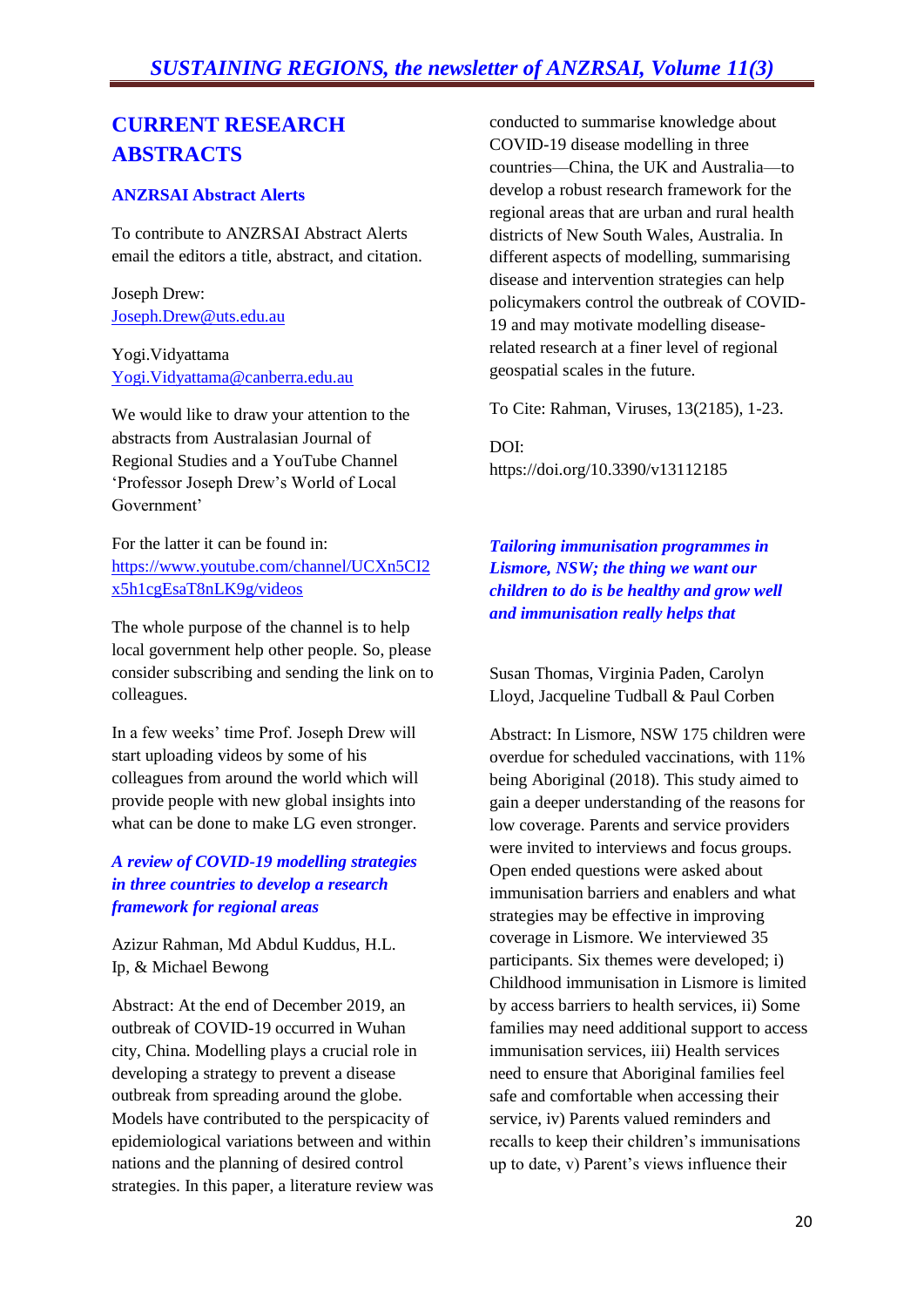## CURRENT RESEARCH ABSTRACTS

### ANZRSAI Abstract Alerts

To contribute to ANZRSAI Abstract Alerts email the editors a title, abstract, and citation.

Joseph Drew:
Joseph.Drew@uts.edu.au

Yogi.Vidyattama
Yogi.Vidyattama@canberra.edu.au

We would like to draw your attention to the abstracts from Australasian Journal of Regional Studies and a YouTube Channel 'Professor Joseph Drew's World of Local Government'

For the latter it can be found in: https://www.youtube.com/channel/UCXn5CI2x5h1cgEsaT8nLK9g/videos

The whole purpose of the channel is to help local government help other people. So, please consider subscribing and sending the link on to colleagues.

In a few weeks' time Prof. Joseph Drew will start uploading videos by some of his colleagues from around the world which will provide people with new global insights into what can be done to make LG even stronger.

### *A review of COVID-19 modelling strategies in three countries to develop a research framework for regional areas*

Azizur Rahman, Md Abdul Kuddus, H.L. Ip, & Michael Bewong

Abstract: At the end of December 2019, an outbreak of COVID-19 occurred in Wuhan city, China. Modelling plays a crucial role in developing a strategy to prevent a disease outbreak from spreading around the globe. Models have contributed to the perspicacity of epidemiological variations between and within nations and the planning of desired control strategies. In this paper, a literature review was conducted to summarise knowledge about COVID-19 disease modelling in three countries—China, the UK and Australia—to develop a robust research framework for the regional areas that are urban and rural health districts of New South Wales, Australia. In different aspects of modelling, summarising disease and intervention strategies can help policymakers control the outbreak of COVID-19 and may motivate modelling disease-related research at a finer level of regional geospatial scales in the future.

To Cite: Rahman, Viruses, 13(2185), 1-23.

DOI:
https://doi.org/10.3390/v13112185

### *Tailoring immunisation programmes in Lismore, NSW; the thing we want our children to do is be healthy and grow well and immunisation really helps that*

Susan Thomas, Virginia Paden, Carolyn Lloyd, Jacqueline Tudball & Paul Corben

Abstract: In Lismore, NSW 175 children were overdue for scheduled vaccinations, with 11% being Aboriginal (2018). This study aimed to gain a deeper understanding of the reasons for low coverage. Parents and service providers were invited to interviews and focus groups. Open ended questions were asked about immunisation barriers and enablers and what strategies may be effective in improving coverage in Lismore. We interviewed 35 participants. Six themes were developed; i) Childhood immunisation in Lismore is limited by access barriers to health services, ii) Some families may need additional support to access immunisation services, iii) Health services need to ensure that Aboriginal families feel safe and comfortable when accessing their service, iv) Parents valued reminders and recalls to keep their children's immunisations up to date, v) Parent's views influence their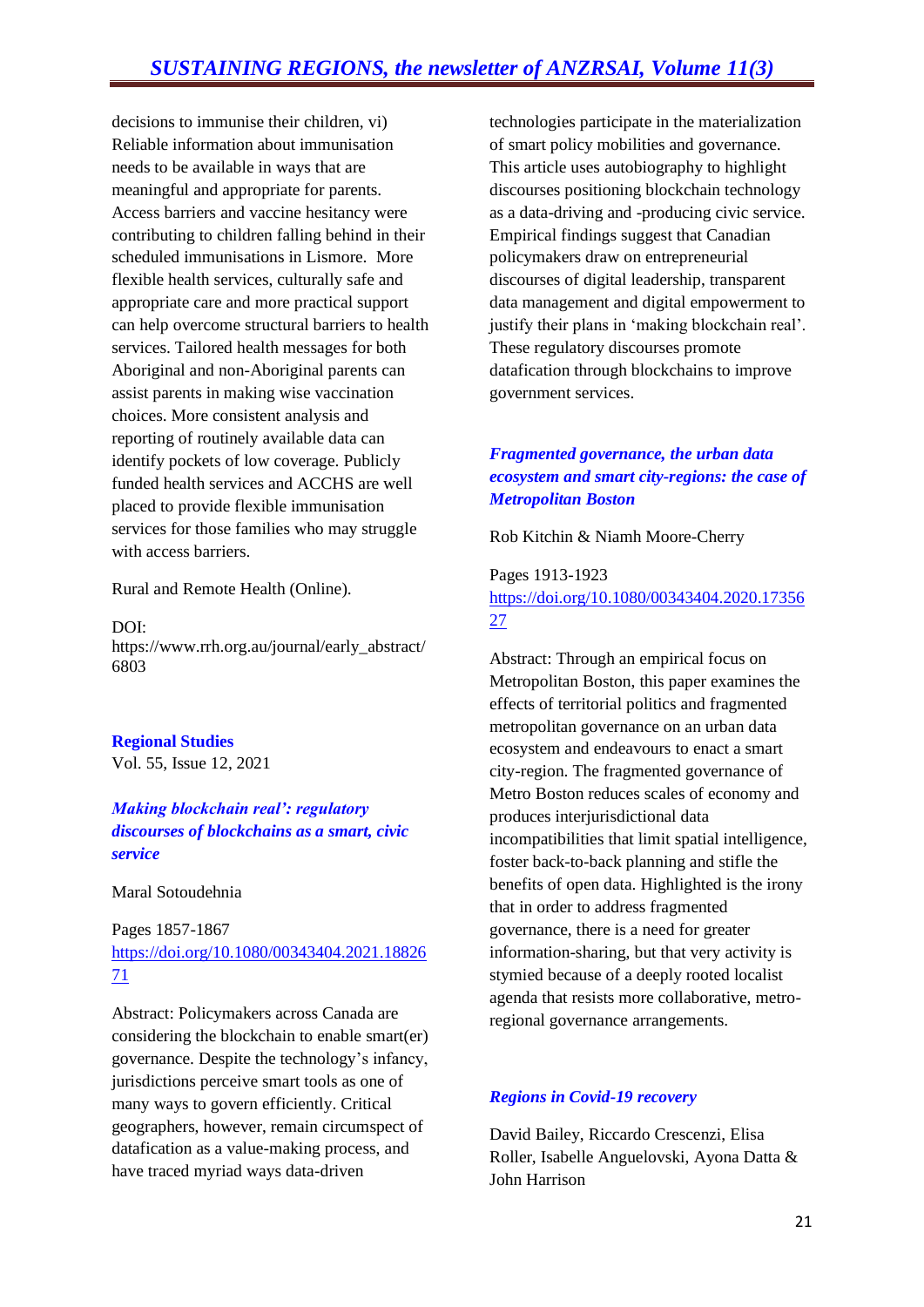decisions to immunise their children, vi) Reliable information about immunisation needs to be available in ways that are meaningful and appropriate for parents. Access barriers and vaccine hesitancy were contributing to children falling behind in their scheduled immunisations in Lismore. More flexible health services, culturally safe and appropriate care and more practical support can help overcome structural barriers to health services. Tailored health messages for both Aboriginal and non-Aboriginal parents can assist parents in making wise vaccination choices. More consistent analysis and reporting of routinely available data can identify pockets of low coverage. Publicly funded health services and ACCHS are well placed to provide flexible immunisation services for those families who may struggle with access barriers.

Rural and Remote Health (Online).

DOI: https://www.rrh.org.au/journal/early_abstract/6803

**Regional Studies**
Vol. 55, Issue 12, 2021

***Making blockchain real': regulatory discourses of blockchains as a smart, civic service***

Maral Sotoudehnia

Pages 1857-1867
https://doi.org/10.1080/00343404.2021.1882671

Abstract: Policymakers across Canada are considering the blockchain to enable smart(er) governance. Despite the technology's infancy, jurisdictions perceive smart tools as one of many ways to govern efficiently. Critical geographers, however, remain circumspect of datafication as a value-making process, and have traced myriad ways data-driven technologies participate in the materialization of smart policy mobilities and governance. This article uses autobiography to highlight discourses positioning blockchain technology as a data-driving and -producing civic service. Empirical findings suggest that Canadian policymakers draw on entrepreneurial discourses of digital leadership, transparent data management and digital empowerment to justify their plans in 'making blockchain real'. These regulatory discourses promote datafication through blockchains to improve government services.

***Fragmented governance, the urban data ecosystem and smart city-regions: the case of Metropolitan Boston***

Rob Kitchin & Niamh Moore-Cherry

Pages 1913-1923
https://doi.org/10.1080/00343404.2020.1735627

Abstract: Through an empirical focus on Metropolitan Boston, this paper examines the effects of territorial politics and fragmented metropolitan governance on an urban data ecosystem and endeavours to enact a smart city-region. The fragmented governance of Metro Boston reduces scales of economy and produces interjurisdictional data incompatibilities that limit spatial intelligence, foster back-to-back planning and stifle the benefits of open data. Highlighted is the irony that in order to address fragmented governance, there is a need for greater information-sharing, but that very activity is stymied because of a deeply rooted localist agenda that resists more collaborative, metro-regional governance arrangements.

***Regions in Covid-19 recovery***

David Bailey, Riccardo Crescenzi, Elisa Roller, Isabelle Anguelovski, Ayona Datta & John Harrison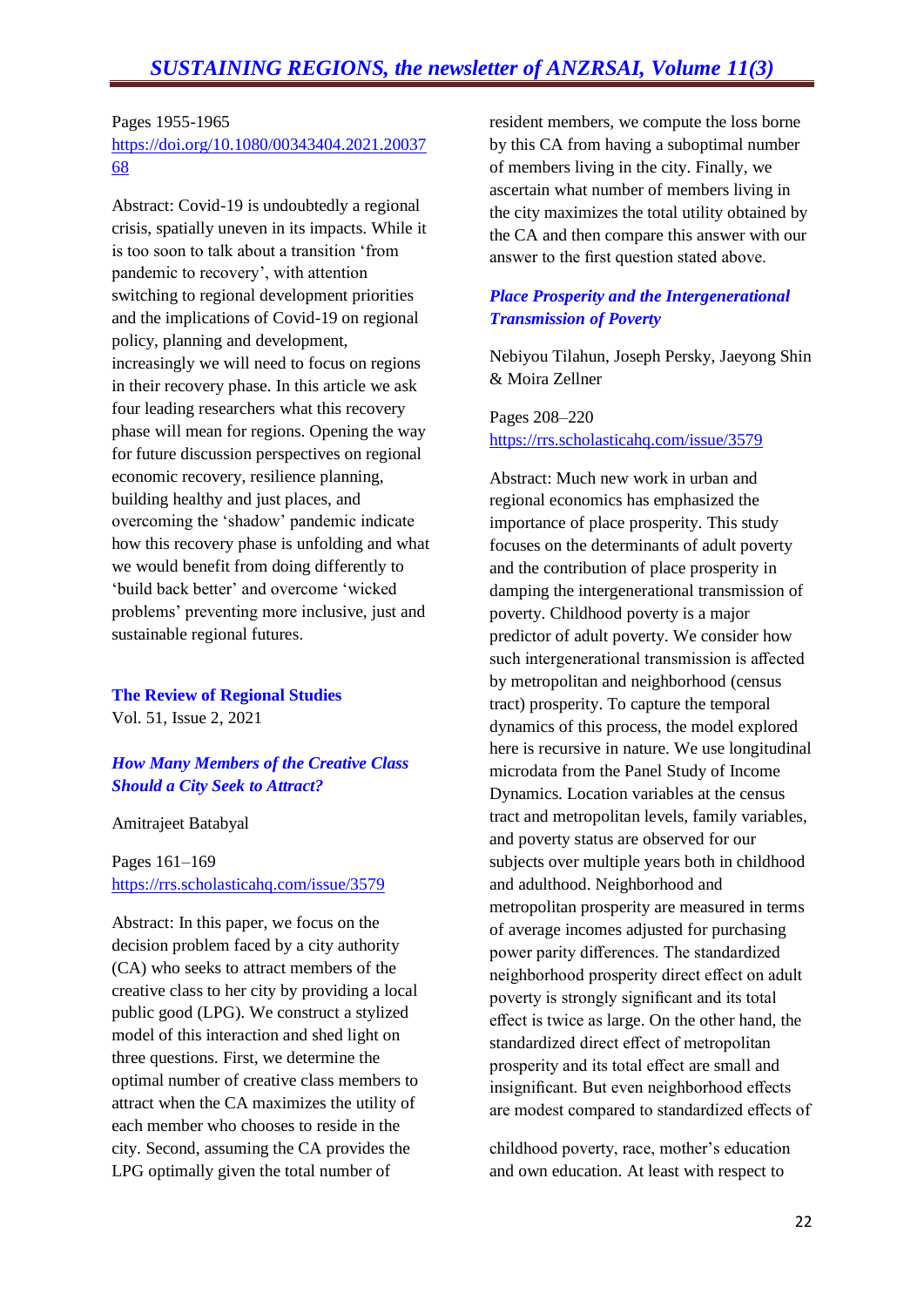Pages 1955-1965
https://doi.org/10.1080/00343404.2021.2003768

Abstract: Covid-19 is undoubtedly a regional crisis, spatially uneven in its impacts. While it is too soon to talk about a transition 'from pandemic to recovery', with attention switching to regional development priorities and the implications of Covid-19 on regional policy, planning and development, increasingly we will need to focus on regions in their recovery phase. In this article we ask four leading researchers what this recovery phase will mean for regions. Opening the way for future discussion perspectives on regional economic recovery, resilience planning, building healthy and just places, and overcoming the 'shadow' pandemic indicate how this recovery phase is unfolding and what we would benefit from doing differently to 'build back better' and overcome 'wicked problems' preventing more inclusive, just and sustainable regional futures.

**The Review of Regional Studies**
Vol. 51, Issue 2, 2021

### *How Many Members of the Creative Class Should a City Seek to Attract?*

Amitrajeet Batabyal

Pages 161–169
https://rrs.scholasticahq.com/issue/3579

Abstract: In this paper, we focus on the decision problem faced by a city authority (CA) who seeks to attract members of the creative class to her city by providing a local public good (LPG). We construct a stylized model of this interaction and shed light on three questions. First, we determine the optimal number of creative class members to attract when the CA maximizes the utility of each member who chooses to reside in the city. Second, assuming the CA provides the LPG optimally given the total number of resident members, we compute the loss borne by this CA from having a suboptimal number of members living in the city. Finally, we ascertain what number of members living in the city maximizes the total utility obtained by the CA and then compare this answer with our answer to the first question stated above.

### *Place Prosperity and the Intergenerational Transmission of Poverty*

Nebiyou Tilahun, Joseph Persky, Jaeyong Shin & Moira Zellner

Pages 208–220
https://rrs.scholasticahq.com/issue/3579

Abstract: Much new work in urban and regional economics has emphasized the importance of place prosperity. This study focuses on the determinants of adult poverty and the contribution of place prosperity in damping the intergenerational transmission of poverty. Childhood poverty is a major predictor of adult poverty. We consider how such intergenerational transmission is affected by metropolitan and neighborhood (census tract) prosperity. To capture the temporal dynamics of this process, the model explored here is recursive in nature. We use longitudinal microdata from the Panel Study of Income Dynamics. Location variables at the census tract and metropolitan levels, family variables, and poverty status are observed for our subjects over multiple years both in childhood and adulthood. Neighborhood and metropolitan prosperity are measured in terms of average incomes adjusted for purchasing power parity differences. The standardized neighborhood prosperity direct effect on adult poverty is strongly significant and its total effect is twice as large. On the other hand, the standardized direct effect of metropolitan prosperity and its total effect are small and insignificant. But even neighborhood effects are modest compared to standardized effects of childhood poverty, race, mother's education and own education. At least with respect to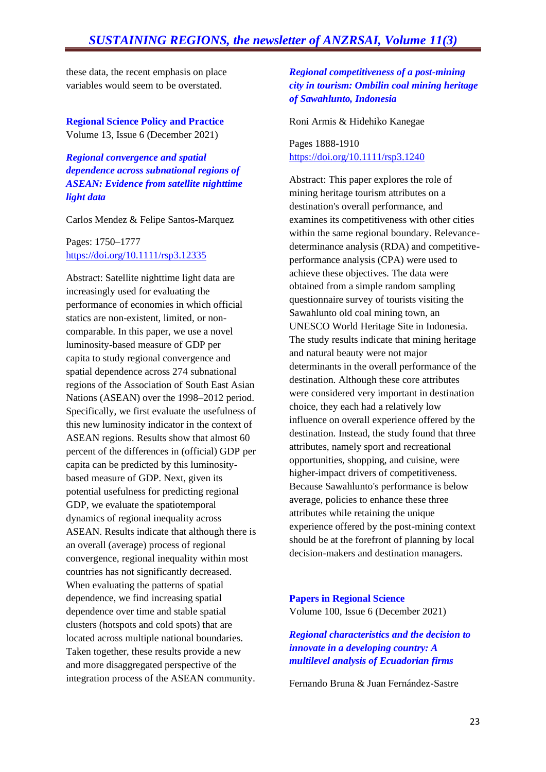these data, the recent emphasis on place variables would seem to be overstated.

**Regional Science Policy and Practice**
Volume 13, Issue 6 (December 2021)

***Regional convergence and spatial dependence across subnational regions of ASEAN: Evidence from satellite nighttime light data***

Carlos Mendez & Felipe Santos-Marquez

Pages: 1750–1777
https://doi.org/10.1111/rsp3.12335

Abstract: Satellite nighttime light data are increasingly used for evaluating the performance of economies in which official statics are non-existent, limited, or non-comparable. In this paper, we use a novel luminosity-based measure of GDP per capita to study regional convergence and spatial dependence across 274 subnational regions of the Association of South East Asian Nations (ASEAN) over the 1998–2012 period. Specifically, we first evaluate the usefulness of this new luminosity indicator in the context of ASEAN regions. Results show that almost 60 percent of the differences in (official) GDP per capita can be predicted by this luminosity-based measure of GDP. Next, given its potential usefulness for predicting regional GDP, we evaluate the spatiotemporal dynamics of regional inequality across ASEAN. Results indicate that although there is an overall (average) process of regional convergence, regional inequality within most countries has not significantly decreased. When evaluating the patterns of spatial dependence, we find increasing spatial dependence over time and stable spatial clusters (hotspots and cold spots) that are located across multiple national boundaries. Taken together, these results provide a new and more disaggregated perspective of the integration process of the ASEAN community.

***Regional competitiveness of a post-mining city in tourism: Ombilin coal mining heritage of Sawahlunto, Indonesia***

Roni Armis & Hidehiko Kanegae

Pages 1888-1910
https://doi.org/10.1111/rsp3.1240

Abstract: This paper explores the role of mining heritage tourism attributes on a destination's overall performance, and examines its competitiveness with other cities within the same regional boundary. Relevance-determinance analysis (RDA) and competitive-performance analysis (CPA) were used to achieve these objectives. The data were obtained from a simple random sampling questionnaire survey of tourists visiting the Sawahlunto old coal mining town, an UNESCO World Heritage Site in Indonesia. The study results indicate that mining heritage and natural beauty were not major determinants in the overall performance of the destination. Although these core attributes were considered very important in destination choice, they each had a relatively low influence on overall experience offered by the destination. Instead, the study found that three attributes, namely sport and recreational opportunities, shopping, and cuisine, were higher-impact drivers of competitiveness. Because Sawahlunto's performance is below average, policies to enhance these three attributes while retaining the unique experience offered by the post-mining context should be at the forefront of planning by local decision-makers and destination managers.

**Papers in Regional Science**
Volume 100, Issue 6 (December 2021)

***Regional characteristics and the decision to innovate in a developing country: A multilevel analysis of Ecuadorian firms***

Fernando Bruna & Juan Fernández-Sastre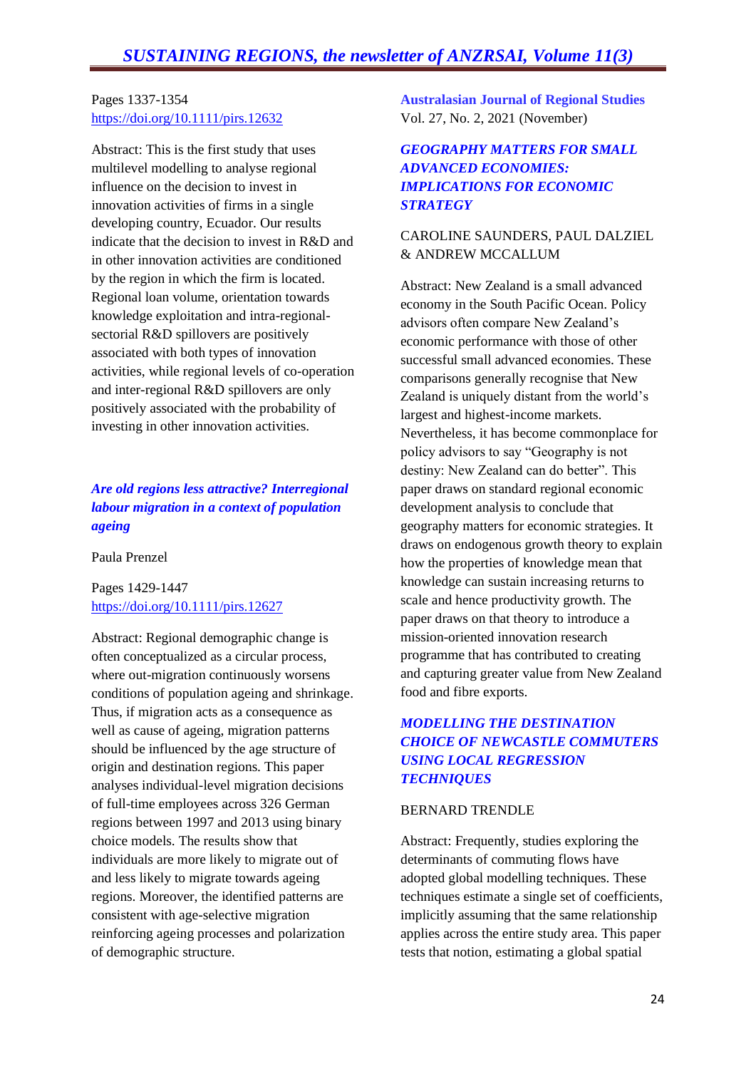Pages 1337-1354
https://doi.org/10.1111/pirs.12632

Abstract: This is the first study that uses multilevel modelling to analyse regional influence on the decision to invest in innovation activities of firms in a single developing country, Ecuador. Our results indicate that the decision to invest in R&D and in other innovation activities are conditioned by the region in which the firm is located. Regional loan volume, orientation towards knowledge exploitation and intra-regional-sectorial R&D spillovers are positively associated with both types of innovation activities, while regional levels of co-operation and inter-regional R&D spillovers are only positively associated with the probability of investing in other innovation activities.

### *Are old regions less attractive? Interregional labour migration in a context of population ageing*

Paula Prenzel

Pages 1429-1447
https://doi.org/10.1111/pirs.12627

Abstract: Regional demographic change is often conceptualized as a circular process, where out-migration continuously worsens conditions of population ageing and shrinkage. Thus, if migration acts as a consequence as well as cause of ageing, migration patterns should be influenced by the age structure of origin and destination regions. This paper analyses individual-level migration decisions of full-time employees across 326 German regions between 1997 and 2013 using binary choice models. The results show that individuals are more likely to migrate out of and less likely to migrate towards ageing regions. Moreover, the identified patterns are consistent with age-selective migration reinforcing ageing processes and polarization of demographic structure.

## Australasian Journal of Regional Studies

Vol. 27, No. 2, 2021 (November)

### *GEOGRAPHY MATTERS FOR SMALL ADVANCED ECONOMIES: IMPLICATIONS FOR ECONOMIC STRATEGY*

CAROLINE SAUNDERS, PAUL DALZIEL & ANDREW MCCALLUM

Abstract: New Zealand is a small advanced economy in the South Pacific Ocean. Policy advisors often compare New Zealand's economic performance with those of other successful small advanced economies. These comparisons generally recognise that New Zealand is uniquely distant from the world's largest and highest-income markets. Nevertheless, it has become commonplace for policy advisors to say "Geography is not destiny: New Zealand can do better". This paper draws on standard regional economic development analysis to conclude that geography matters for economic strategies. It draws on endogenous growth theory to explain how the properties of knowledge mean that knowledge can sustain increasing returns to scale and hence productivity growth. The paper draws on that theory to introduce a mission-oriented innovation research programme that has contributed to creating and capturing greater value from New Zealand food and fibre exports.

### *MODELLING THE DESTINATION CHOICE OF NEWCASTLE COMMUTERS USING LOCAL REGRESSION TECHNIQUES*

BERNARD TRENDLE

Abstract: Frequently, studies exploring the determinants of commuting flows have adopted global modelling techniques. These techniques estimate a single set of coefficients, implicitly assuming that the same relationship applies across the entire study area. This paper tests that notion, estimating a global spatial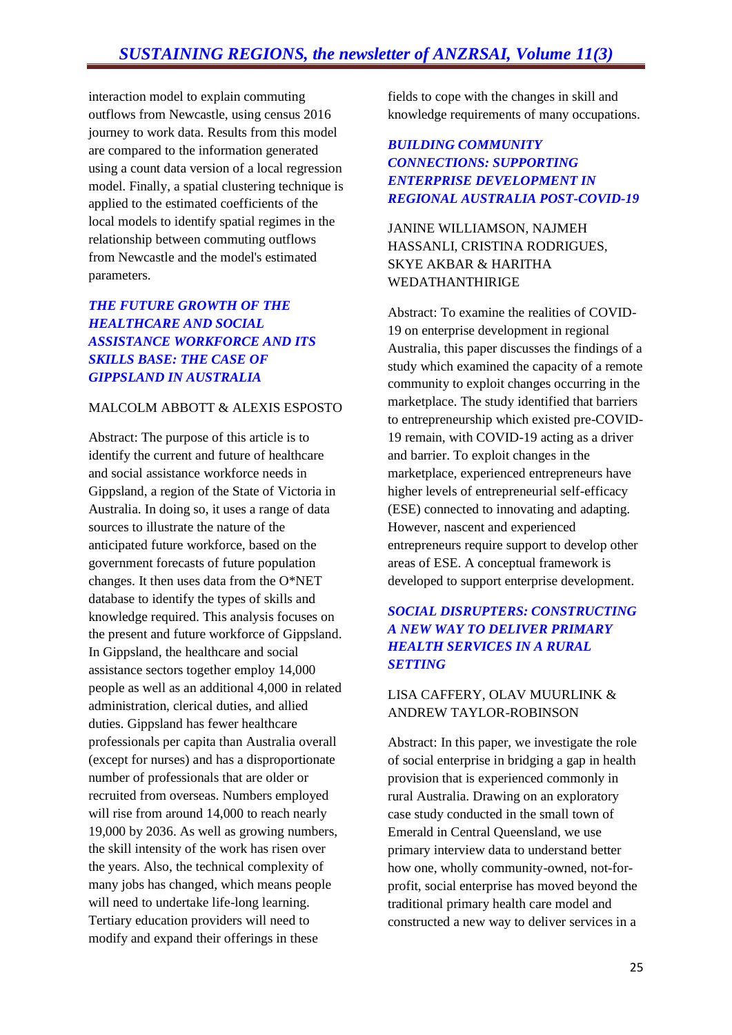interaction model to explain commuting outflows from Newcastle, using census 2016 journey to work data. Results from this model are compared to the information generated using a count data version of a local regression model. Finally, a spatial clustering technique is applied to the estimated coefficients of the local models to identify spatial regimes in the relationship between commuting outflows from Newcastle and the model's estimated parameters.

### *THE FUTURE GROWTH OF THE HEALTHCARE AND SOCIAL ASSISTANCE WORKFORCE AND ITS SKILLS BASE: THE CASE OF GIPPSLAND IN AUSTRALIA*

MALCOLM ABBOTT & ALEXIS ESPOSTO

Abstract: The purpose of this article is to identify the current and future of healthcare and social assistance workforce needs in Gippsland, a region of the State of Victoria in Australia. In doing so, it uses a range of data sources to illustrate the nature of the anticipated future workforce, based on the government forecasts of future population changes. It then uses data from the O*NET database to identify the types of skills and knowledge required. This analysis focuses on the present and future workforce of Gippsland. In Gippsland, the healthcare and social assistance sectors together employ 14,000 people as well as an additional 4,000 in related administration, clerical duties, and allied duties. Gippsland has fewer healthcare professionals per capita than Australia overall (except for nurses) and has a disproportionate number of professionals that are older or recruited from overseas. Numbers employed will rise from around 14,000 to reach nearly 19,000 by 2036. As well as growing numbers, the skill intensity of the work has risen over the years. Also, the technical complexity of many jobs has changed, which means people will need to undertake life-long learning. Tertiary education providers will need to modify and expand their offerings in these fields to cope with the changes in skill and knowledge requirements of many occupations.

### *BUILDING COMMUNITY CONNECTIONS: SUPPORTING ENTERPRISE DEVELOPMENT IN REGIONAL AUSTRALIA POST-COVID-19*

JANINE WILLIAMSON, NAJMEH HASSANLI, CRISTINA RODRIGUES, SKYE AKBAR & HARITHA WEDATHANTHIRIGE

Abstract: To examine the realities of COVID-19 on enterprise development in regional Australia, this paper discusses the findings of a study which examined the capacity of a remote community to exploit changes occurring in the marketplace. The study identified that barriers to entrepreneurship which existed pre-COVID-19 remain, with COVID-19 acting as a driver and barrier. To exploit changes in the marketplace, experienced entrepreneurs have higher levels of entrepreneurial self-efficacy (ESE) connected to innovating and adapting. However, nascent and experienced entrepreneurs require support to develop other areas of ESE. A conceptual framework is developed to support enterprise development.

### *SOCIAL DISRUPTERS: CONSTRUCTING A NEW WAY TO DELIVER PRIMARY HEALTH SERVICES IN A RURAL SETTING*

LISA CAFFERY, OLAV MUURLINK & ANDREW TAYLOR-ROBINSON

Abstract: In this paper, we investigate the role of social enterprise in bridging a gap in health provision that is experienced commonly in rural Australia. Drawing on an exploratory case study conducted in the small town of Emerald in Central Queensland, we use primary interview data to understand better how one, wholly community-owned, not-for-profit, social enterprise has moved beyond the traditional primary health care model and constructed a new way to deliver services in a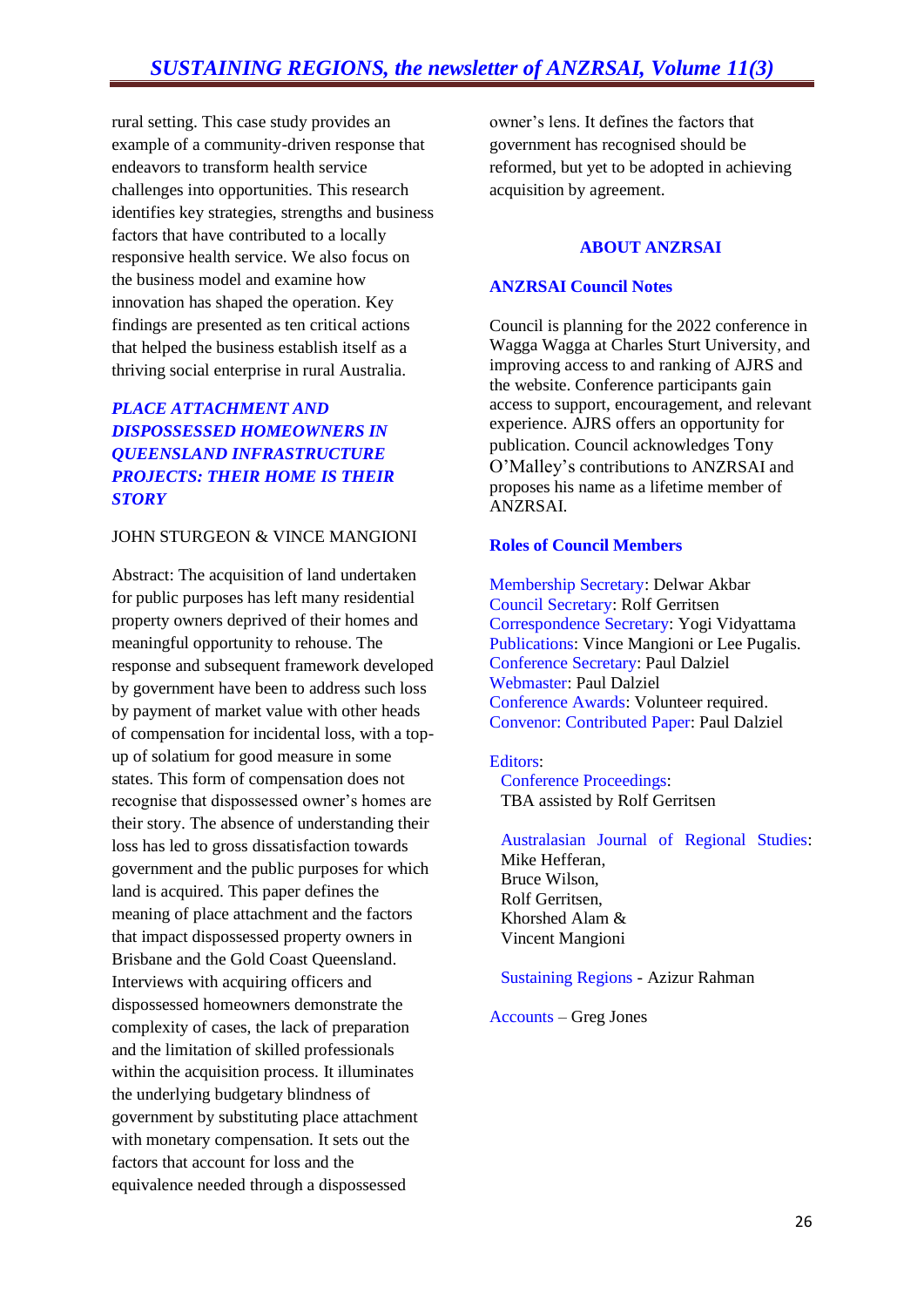rural setting. This case study provides an example of a community-driven response that endeavors to transform health service challenges into opportunities. This research identifies key strategies, strengths and business factors that have contributed to a locally responsive health service. We also focus on the business model and examine how innovation has shaped the operation. Key findings are presented as ten critical actions that helped the business establish itself as a thriving social enterprise in rural Australia.

### *PLACE ATTACHMENT AND DISPOSSESSED HOMEOWNERS IN QUEENSLAND INFRASTRUCTURE PROJECTS: THEIR HOME IS THEIR STORY*

JOHN STURGEON & VINCE MANGIONI

Abstract: The acquisition of land undertaken for public purposes has left many residential property owners deprived of their homes and meaningful opportunity to rehouse. The response and subsequent framework developed by government have been to address such loss by payment of market value with other heads of compensation for incidental loss, with a top-up of solatium for good measure in some states. This form of compensation does not recognise that dispossessed owner's homes are their story. The absence of understanding their loss has led to gross dissatisfaction towards government and the public purposes for which land is acquired. This paper defines the meaning of place attachment and the factors that impact dispossessed property owners in Brisbane and the Gold Coast Queensland. Interviews with acquiring officers and dispossessed homeowners demonstrate the complexity of cases, the lack of preparation and the limitation of skilled professionals within the acquisition process. It illuminates the underlying budgetary blindness of government by substituting place attachment with monetary compensation. It sets out the factors that account for loss and the equivalence needed through a dispossessed owner's lens. It defines the factors that government has recognised should be reformed, but yet to be adopted in achieving acquisition by agreement.

## ABOUT ANZRSAI

### ANZRSAI Council Notes

Council is planning for the 2022 conference in Wagga Wagga at Charles Sturt University, and improving access to and ranking of AJRS and the website. Conference participants gain access to support, encouragement, and relevant experience. AJRS offers an opportunity for publication. Council acknowledges Tony O'Malley's contributions to ANZRSAI and proposes his name as a lifetime member of ANZRSAI.

### Roles of Council Members

Membership Secretary: Delwar Akbar
Council Secretary: Rolf Gerritsen
Correspondence Secretary: Yogi Vidyattama
Publications: Vince Mangioni or Lee Pugalis.
Conference Secretary: Paul Dalziel
Webmaster: Paul Dalziel
Conference Awards: Volunteer required.
Convenor: Contributed Paper: Paul Dalziel

Editors:

Conference Proceedings:
TBA assisted by Rolf Gerritsen

Australasian Journal of Regional Studies:
Mike Hefferan,
Bruce Wilson,
Rolf Gerritsen,
Khorshed Alam &
Vincent Mangioni

Sustaining Regions - Azizur Rahman

Accounts – Greg Jones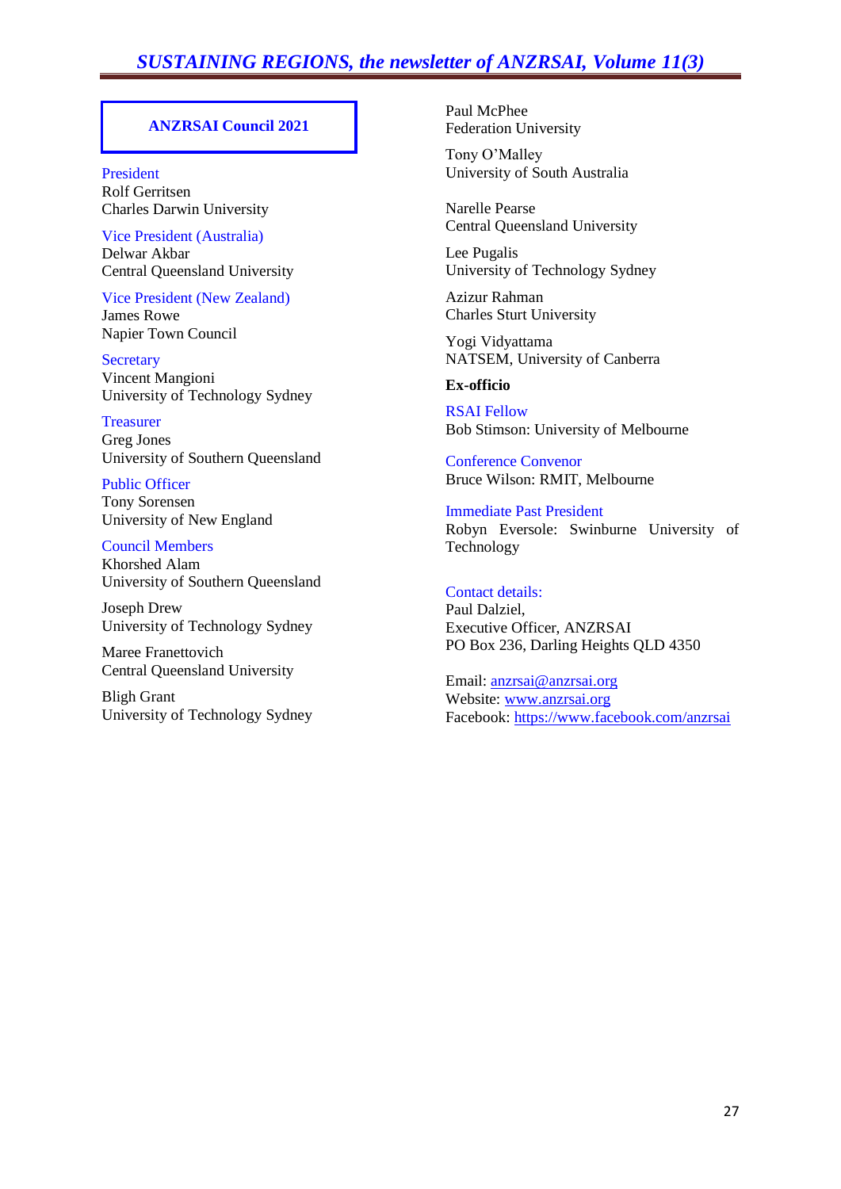## ANZRSAI Council 2021

President
Rolf Gerritsen
Charles Darwin University

Vice President (Australia)
Delwar Akbar
Central Queensland University

Vice President (New Zealand)
James Rowe
Napier Town Council

Secretary
Vincent Mangioni
University of Technology Sydney

Treasurer
Greg Jones
University of Southern Queensland

Public Officer
Tony Sorensen
University of New England

Council Members
Khorshed Alam
University of Southern Queensland

Joseph Drew
University of Technology Sydney

Maree Franettovich
Central Queensland University

Bligh Grant
University of Technology Sydney

Paul McPhee
Federation University

Tony O'Malley
University of South Australia

Narelle Pearse
Central Queensland University

Lee Pugalis
University of Technology Sydney

Azizur Rahman
Charles Sturt University

Yogi Vidyattama
NATSEM, University of Canberra

**Ex-officio**

RSAI Fellow
Bob Stimson: University of Melbourne

Conference Convenor
Bruce Wilson: RMIT, Melbourne

Immediate Past President
Robyn Eversole: Swinburne University of Technology

Contact details:
Paul Dalziel,
Executive Officer, ANZRSAI
PO Box 236, Darling Heights QLD 4350

Email: anzrsai@anzrsai.org
Website: www.anzrsai.org
Facebook: https://www.facebook.com/anzrsai